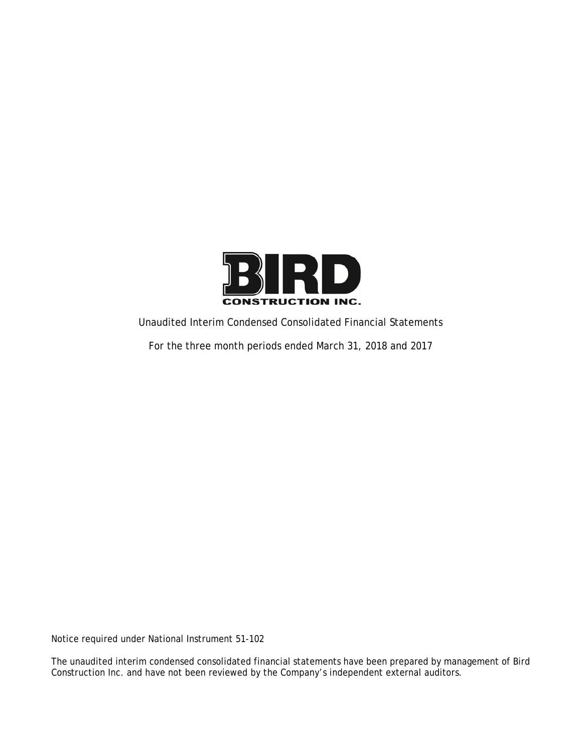**BIRD**
**CONSTRUCTION INC.**

Unaudited Interim Condensed Consolidated Financial Statements

For the three month periods ended March 31, 2018 and 2017

Notice required under National Instrument 51-102

The unaudited interim condensed consolidated financial statements have been prepared by management of Bird Construction Inc. and have not been reviewed by the Company's independent external auditors.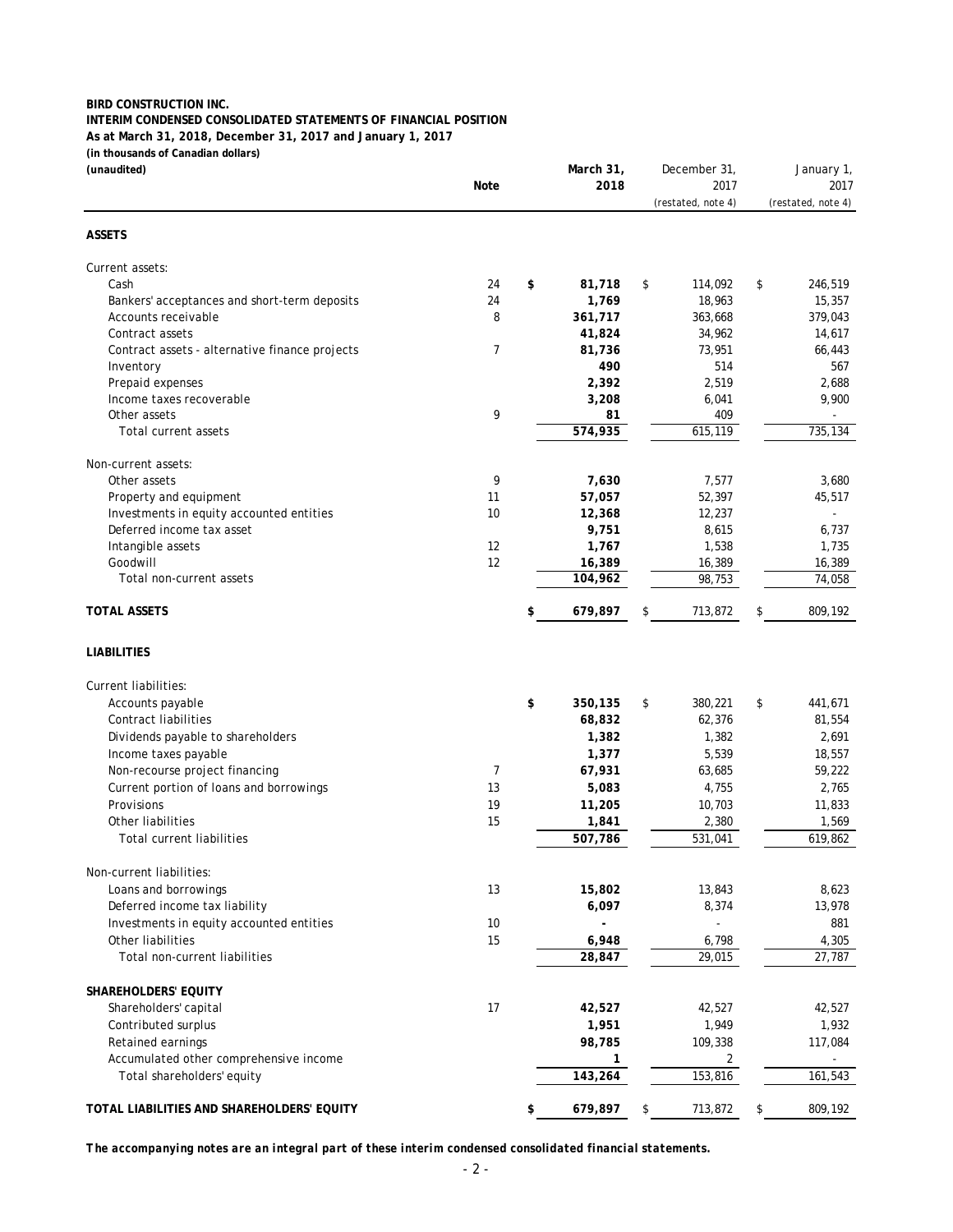**BIRD CONSTRUCTION INC.**
**INTERIM CONDENSED CONSOLIDATED STATEMENTS OF FINANCIAL POSITION**
**As at March 31, 2018, December 31, 2017 and January 1, 2017**
***(in thousands of Canadian dollars)***
***(unaudited)***

| | Note | March 31, 2018 | December 31, 2017 (restated, note 4) | January 1, 2017 (restated, note 4) |
|---|---|---|---|---|
| **ASSETS** | | | | |
| Current assets: | | | | |
| Cash | 24 | **$ 81,718** | $ 114,092 | $ 246,519 |
| Bankers' acceptances and short-term deposits | 24 | **1,769** | 18,963 | 15,357 |
| Accounts receivable | 8 | **361,717** | 363,668 | 379,043 |
| Contract assets | | **41,824** | 34,962 | 14,617 |
| Contract assets - alternative finance projects | 7 | **81,736** | 73,951 | 66,443 |
| Inventory | | **490** | 514 | 567 |
| Prepaid expenses | | **2,392** | 2,519 | 2,688 |
| Income taxes recoverable | | **3,208** | 6,041 | 9,900 |
| Other assets | 9 | **81** | 409 | - |
| Total current assets | | **574,935** | 615,119 | 735,134 |
| Non-current assets: | | | | |
| Other assets | 9 | **7,630** | 7,577 | 3,680 |
| Property and equipment | 11 | **57,057** | 52,397 | 45,517 |
| Investments in equity accounted entities | 10 | **12,368** | 12,237 | - |
| Deferred income tax asset | | **9,751** | 8,615 | 6,737 |
| Intangible assets | 12 | **1,767** | 1,538 | 1,735 |
| Goodwill | 12 | **16,389** | 16,389 | 16,389 |
| Total non-current assets | | **104,962** | 98,753 | 74,058 |
| **TOTAL ASSETS** | | **$ 679,897** | $ 713,872 | $ 809,192 |
| **LIABILITIES** | | | | |
| Current liabilities: | | | | |
| Accounts payable | | **$ 350,135** | $ 380,221 | $ 441,671 |
| Contract liabilities | | **68,832** | 62,376 | 81,554 |
| Dividends payable to shareholders | | **1,382** | 1,382 | 2,691 |
| Income taxes payable | | **1,377** | 5,539 | 18,557 |
| Non-recourse project financing | 7 | **67,931** | 63,685 | 59,222 |
| Current portion of loans and borrowings | 13 | **5,083** | 4,755 | 2,765 |
| Provisions | 19 | **11,205** | 10,703 | 11,833 |
| Other liabilities | 15 | **1,841** | 2,380 | 1,569 |
| Total current liabilities | | **507,786** | 531,041 | 619,862 |
| Non-current liabilities: | | | | |
| Loans and borrowings | 13 | **15,802** | 13,843 | 8,623 |
| Deferred income tax liability | | **6,097** | 8,374 | 13,978 |
| Investments in equity accounted entities | 10 | **-** | - | 881 |
| Other liabilities | 15 | **6,948** | 6,798 | 4,305 |
| Total non-current liabilities | | **28,847** | 29,015 | 27,787 |
| **SHAREHOLDERS' EQUITY** | | | | |
| Shareholders' capital | 17 | **42,527** | 42,527 | 42,527 |
| Contributed surplus | | **1,951** | 1,949 | 1,932 |
| Retained earnings | | **98,785** | 109,338 | 117,084 |
| Accumulated other comprehensive income | | **1** | 2 | - |
| Total shareholders' equity | | **143,264** | 153,816 | 161,543 |
| **TOTAL LIABILITIES AND SHAREHOLDERS' EQUITY** | | **$ 679,897** | $ 713,872 | $ 809,192 |

***The accompanying notes are an integral part of these interim condensed consolidated financial statements.***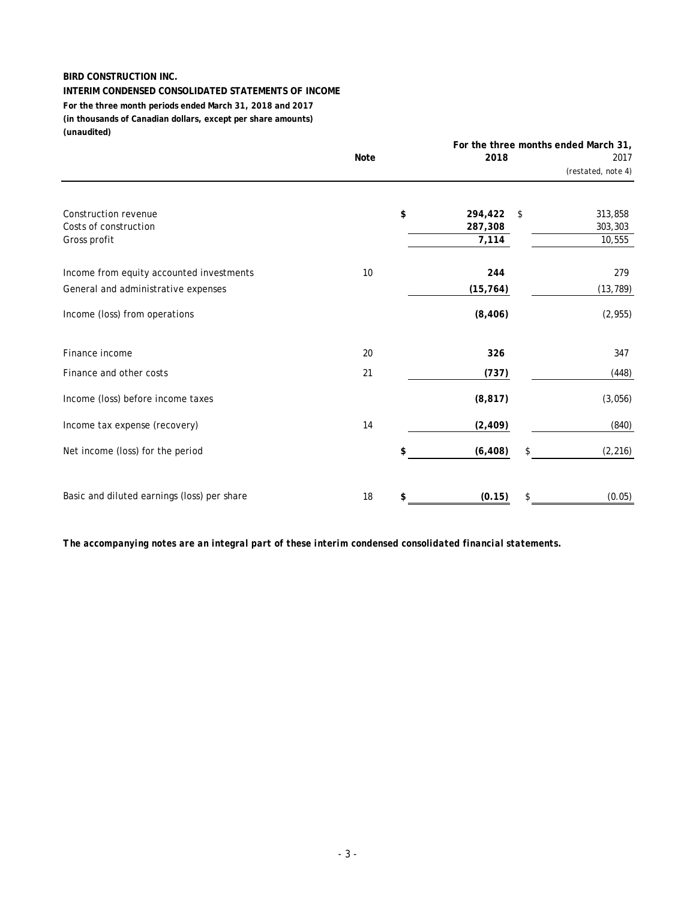**BIRD CONSTRUCTION INC.**

**INTERIM CONDENSED CONSOLIDATED STATEMENTS OF INCOME**

**For the three month periods ended March 31, 2018 and 2017**

**(in thousands of Canadian dollars, except per share amounts)**

**(unaudited)**

| | Note | For the three months ended March 31, 2018 | 2017 (restated, note 4) |
|---|---|---|---|
| Construction revenue | | **$ 294,422** | $ 313,858 |
| Costs of construction | | **287,308** | 303,303 |
| Gross profit | | **7,114** | 10,555 |
| Income from equity accounted investments | 10 | **244** | 279 |
| General and administrative expenses | | **(15,764)** | (13,789) |
| Income (loss) from operations | | **(8,406)** | (2,955) |
| Finance income | 20 | **326** | 347 |
| Finance and other costs | 21 | **(737)** | (448) |
| Income (loss) before income taxes | | **(8,817)** | (3,056) |
| Income tax expense (recovery) | 14 | **(2,409)** | (840) |
| Net income (loss) for the period | | **$ (6,408)** | $ (2,216) |
| Basic and diluted earnings (loss) per share | 18 | **$ (0.15)** | $ (0.05) |

***The accompanying notes are an integral part of these interim condensed consolidated financial statements.***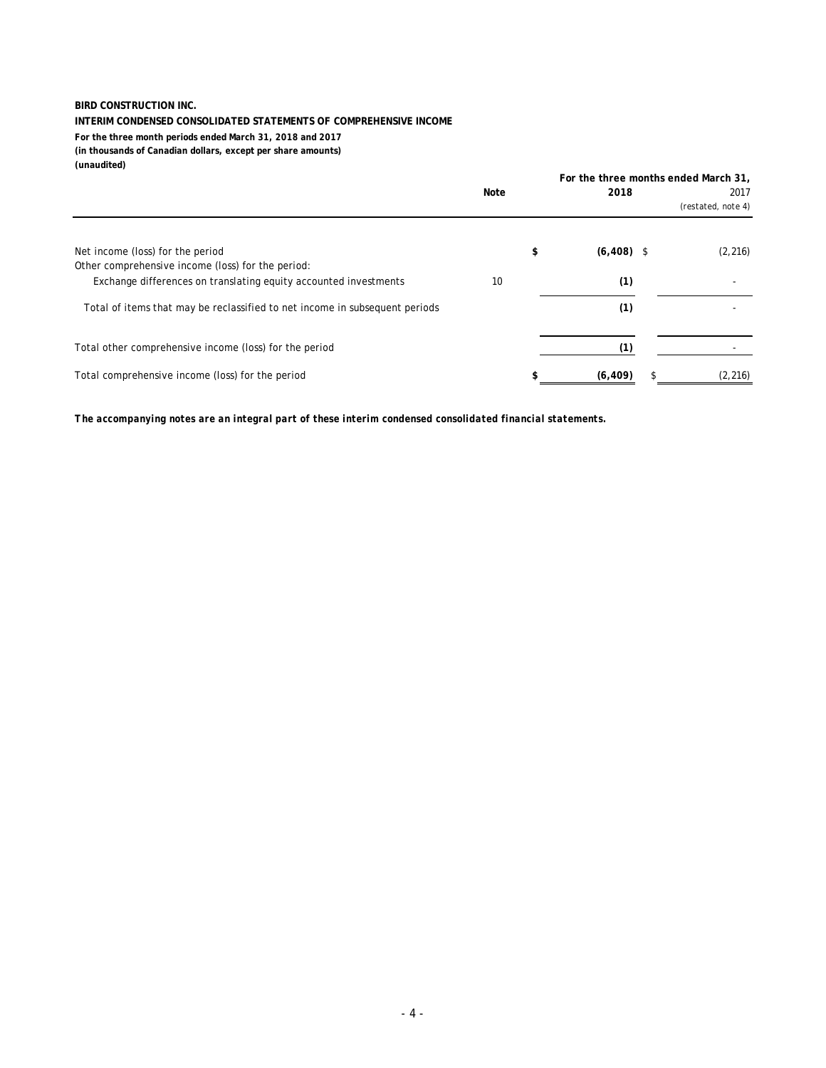**BIRD CONSTRUCTION INC.**

**INTERIM CONDENSED CONSOLIDATED STATEMENTS OF COMPREHENSIVE INCOME**

**For the three month periods ended March 31, 2018 and 2017**

**(in thousands of Canadian dollars, except per share amounts)**

**(unaudited)**

| | Note | For the three months ended March 31, 2018 | 2017 (restated, note 4) |
|---|---|---|---|
| Net income (loss) for the period | | **$ (6,408)** | $ (2,216) |
| Other comprehensive income (loss) for the period: | | | |
| Exchange differences on translating equity accounted investments | 10 | **(1)** | - |
| Total of items that may be reclassified to net income in subsequent periods | | **(1)** | - |
| Total other comprehensive income (loss) for the period | | **(1)** | - |
| Total comprehensive income (loss) for the period | | **$ (6,409)** | $ (2,216) |

***The accompanying notes are an integral part of these interim condensed consolidated financial statements.***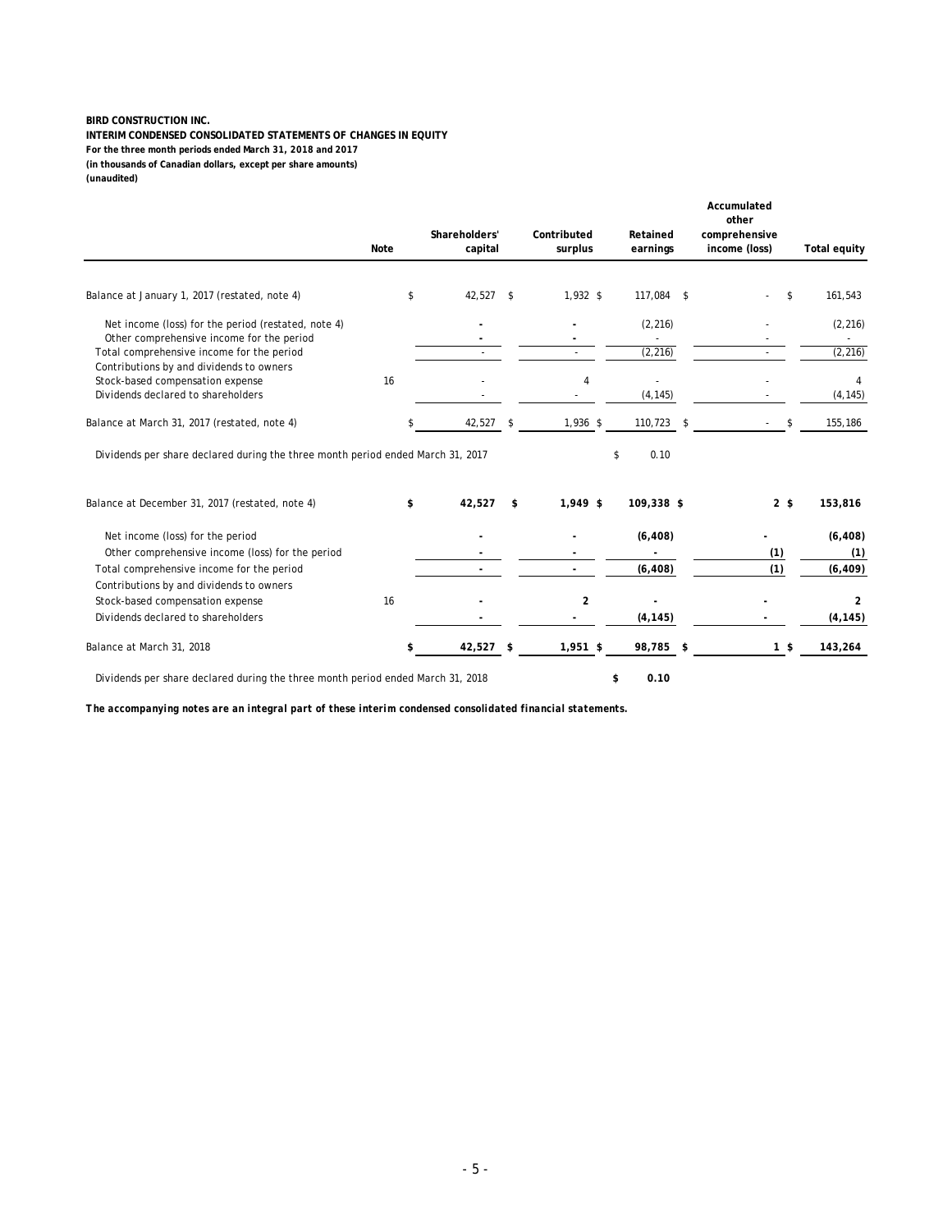**BIRD CONSTRUCTION INC.**
**INTERIM CONDENSED CONSOLIDATED STATEMENTS OF CHANGES IN EQUITY**
**For the three month periods ended March 31, 2018 and 2017**
**(in thousands of Canadian dollars, except per share amounts)**
**(unaudited)**

| | Note | Shareholders' capital | Contributed surplus | Retained earnings | Accumulated other comprehensive income (loss) | Total equity |
|---|---|---|---|---|---|---|
| Balance at January 1, 2017 (restated, note 4) | | $ 42,527 | $ 1,932 | $ 117,084 | $ - | $ 161,543 |
| Net income (loss) for the period (restated, note 4) | | - | - | (2,216) | - | (2,216) |
| Other comprehensive income for the period | | - | - | - | - | - |
| Total comprehensive income for the period | | - | - | (2,216) | - | (2,216) |
| Contributions by and dividends to owners | | | | | | |
| Stock-based compensation expense | 16 | - | 4 | - | - | 4 |
| Dividends declared to shareholders | | - | - | (4,145) | - | (4,145) |
| Balance at March 31, 2017 (restated, note 4) | | $ 42,527 | $ 1,936 | $ 110,723 | $ - | $ 155,186 |
| Dividends per share declared during the three month period ended March 31, 2017 | | | | $ 0.10 | | |
| | | | | | | |
| **Balance at December 31, 2017 (restated, note 4)** | | **$ 42,527** | **$ 1,949** | **$ 109,338** | **$ 2** | **$ 153,816** |
| Net income (loss) for the period | | **-** | **-** | **(6,408)** | **-** | **(6,408)** |
| Other comprehensive income (loss) for the period | | **-** | **-** | **-** | **(1)** | **(1)** |
| Total comprehensive income for the period | | **-** | **-** | **(6,408)** | **(1)** | **(6,409)** |
| Contributions by and dividends to owners | | | | | | |
| Stock-based compensation expense | 16 | **-** | **2** | **-** | **-** | **2** |
| Dividends declared to shareholders | | **-** | **-** | **(4,145)** | **-** | **(4,145)** |
| Balance at March 31, 2018 | | **$ 42,527** | **$ 1,951** | **$ 98,785** | **$ 1** | **$ 143,264** |
| Dividends per share declared during the three month period ended March 31, 2018 | | | | **$ 0.10** | | |

***The accompanying notes are an integral part of these interim condensed consolidated financial statements.***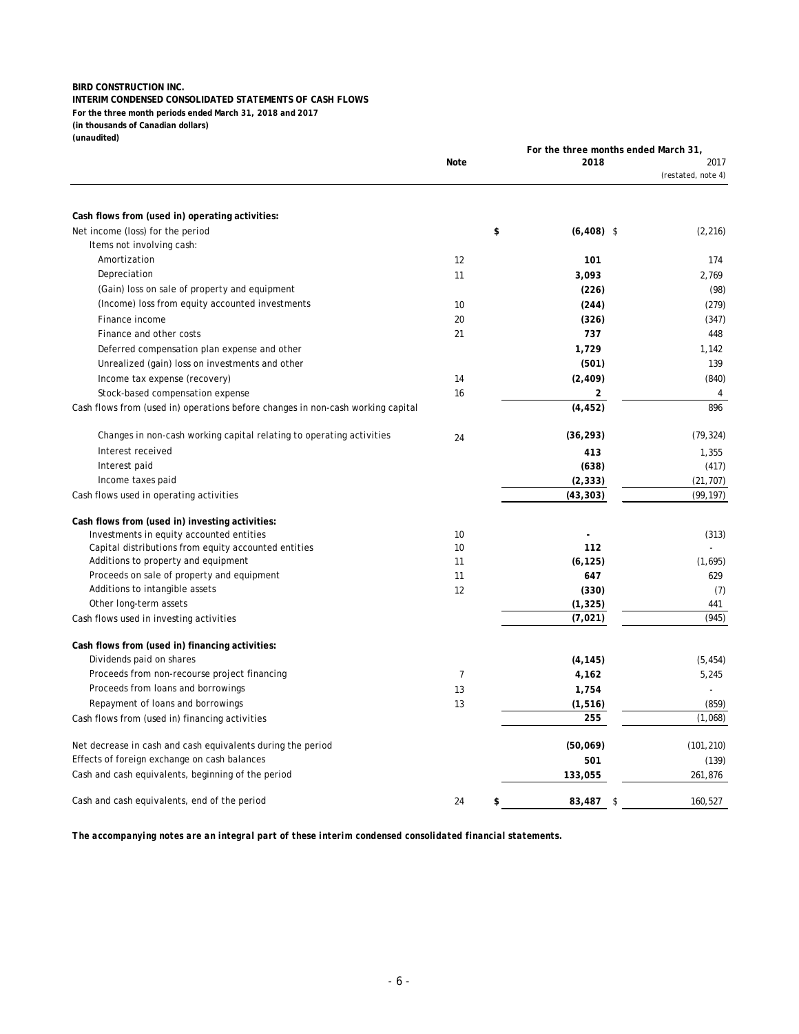**BIRD CONSTRUCTION INC.**
**INTERIM CONDENSED CONSOLIDATED STATEMENTS OF CASH FLOWS**
**For the three month periods ended March 31, 2018 and 2017**
**(in thousands of Canadian dollars)**
**(unaudited)**

| | Note | For the three months ended March 31, 2018 | 2017 (restated, note 4) |
|---|---|---|---|
| **Cash flows from (used in) operating activities:** | | | |
| Net income (loss) for the period | | $ **(6,408)** | $ (2,216) |
| Items not involving cash: | | | |
| Amortization | 12 | **101** | 174 |
| Depreciation | 11 | **3,093** | 2,769 |
| (Gain) loss on sale of property and equipment | | **(226)** | (98) |
| (Income) loss from equity accounted investments | 10 | **(244)** | (279) |
| Finance income | 20 | **(326)** | (347) |
| Finance and other costs | 21 | **737** | 448 |
| Deferred compensation plan expense and other | | **1,729** | 1,142 |
| Unrealized (gain) loss on investments and other | | **(501)** | 139 |
| Income tax expense (recovery) | 14 | **(2,409)** | (840) |
| Stock-based compensation expense | 16 | **2** | 4 |
| Cash flows from (used in) operations before changes in non-cash working capital | | **(4,452)** | 896 |
| Changes in non-cash working capital relating to operating activities | 24 | **(36,293)** | (79,324) |
| Interest received | | **413** | 1,355 |
| Interest paid | | **(638)** | (417) |
| Income taxes paid | | **(2,333)** | (21,707) |
| Cash flows used in operating activities | | **(43,303)** | (99,197) |
| **Cash flows from (used in) investing activities:** | | | |
| Investments in equity accounted entities | 10 | **-** | (313) |
| Capital distributions from equity accounted entities | 10 | **112** | - |
| Additions to property and equipment | 11 | **(6,125)** | (1,695) |
| Proceeds on sale of property and equipment | 11 | **647** | 629 |
| Additions to intangible assets | 12 | **(330)** | (7) |
| Other long-term assets | | **(1,325)** | 441 |
| Cash flows used in investing activities | | **(7,021)** | (945) |
| **Cash flows from (used in) financing activities:** | | | |
| Dividends paid on shares | | **(4,145)** | (5,454) |
| Proceeds from non-recourse project financing | 7 | **4,162** | 5,245 |
| Proceeds from loans and borrowings | 13 | **1,754** | - |
| Repayment of loans and borrowings | 13 | **(1,516)** | (859) |
| Cash flows from (used in) financing activities | | **255** | (1,068) |
| Net decrease in cash and cash equivalents during the period | | **(50,069)** | (101,210) |
| Effects of foreign exchange on cash balances | | **501** | (139) |
| Cash and cash equivalents, beginning of the period | | **133,055** | 261,876 |
| Cash and cash equivalents, end of the period | 24 | $ **83,487** | $ 160,527 |

***The accompanying notes are an integral part of these interim condensed consolidated financial statements.***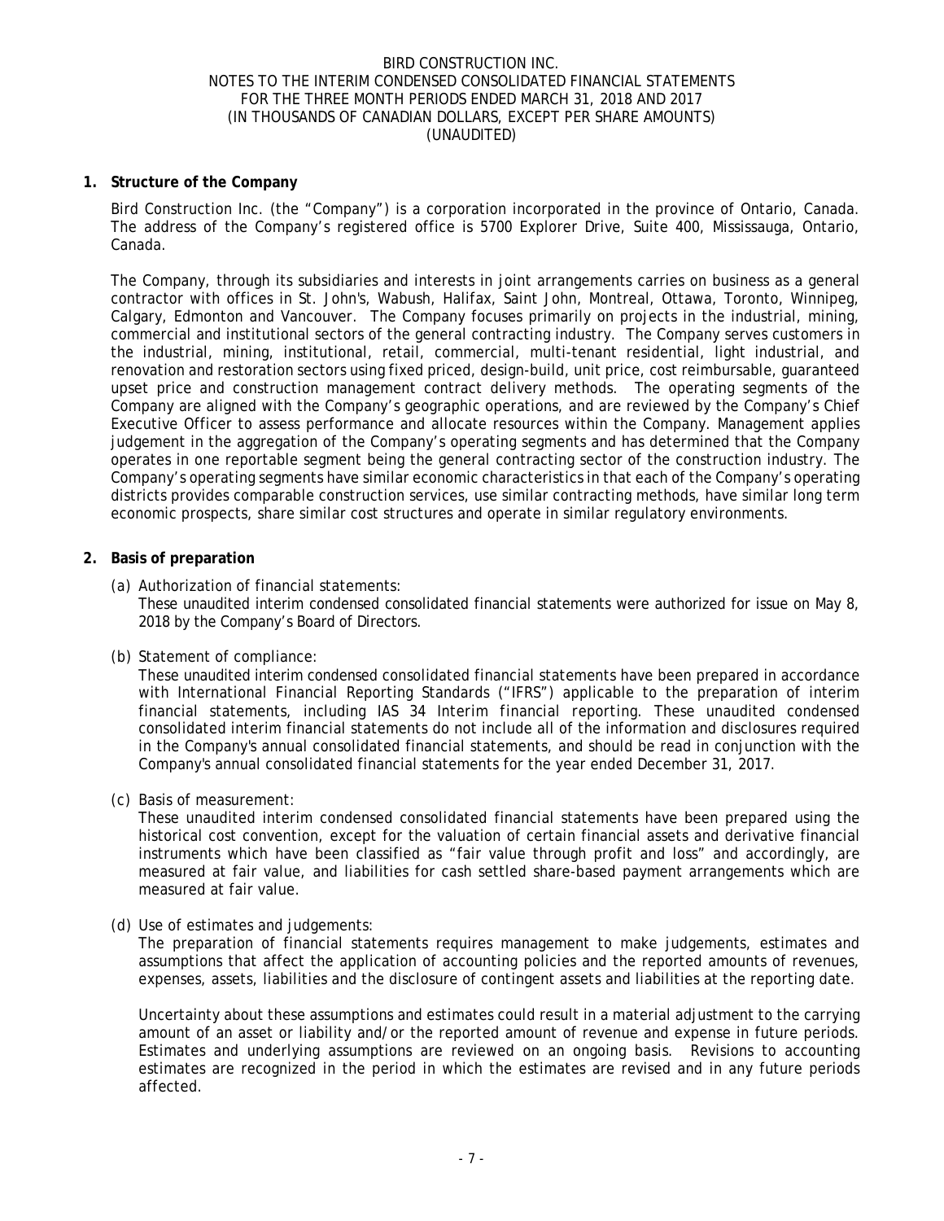# BIRD CONSTRUCTION INC.
## NOTES TO THE INTERIM CONDENSED CONSOLIDATED FINANCIAL STATEMENTS
## FOR THE THREE MONTH PERIODS ENDED MARCH 31, 2018 AND 2017
## (IN THOUSANDS OF CANADIAN DOLLARS, EXCEPT PER SHARE AMOUNTS)
## (UNAUDITED)

**1. Structure of the Company**

Bird Construction Inc. (the "Company") is a corporation incorporated in the province of Ontario, Canada. The address of the Company's registered office is 5700 Explorer Drive, Suite 400, Mississauga, Ontario, Canada.

The Company, through its subsidiaries and interests in joint arrangements carries on business as a general contractor with offices in St. John's, Wabush, Halifax, Saint John, Montreal, Ottawa, Toronto, Winnipeg, Calgary, Edmonton and Vancouver. The Company focuses primarily on projects in the industrial, mining, commercial and institutional sectors of the general contracting industry. The Company serves customers in the industrial, mining, institutional, retail, commercial, multi-tenant residential, light industrial, and renovation and restoration sectors using fixed priced, design-build, unit price, cost reimbursable, guaranteed upset price and construction management contract delivery methods. The operating segments of the Company are aligned with the Company's geographic operations, and are reviewed by the Company's Chief Executive Officer to assess performance and allocate resources within the Company. Management applies judgement in the aggregation of the Company's operating segments and has determined that the Company operates in one reportable segment being the general contracting sector of the construction industry. The Company's operating segments have similar economic characteristics in that each of the Company's operating districts provides comparable construction services, use similar contracting methods, have similar long term economic prospects, share similar cost structures and operate in similar regulatory environments.

**2. Basis of preparation**

(a) Authorization of financial statements:
These unaudited interim condensed consolidated financial statements were authorized for issue on May 8, 2018 by the Company's Board of Directors.

(b) Statement of compliance:
These unaudited interim condensed consolidated financial statements have been prepared in accordance with International Financial Reporting Standards ("IFRS") applicable to the preparation of interim financial statements, including IAS 34 Interim financial reporting. These unaudited condensed consolidated interim financial statements do not include all of the information and disclosures required in the Company's annual consolidated financial statements, and should be read in conjunction with the Company's annual consolidated financial statements for the year ended December 31, 2017.

(c) Basis of measurement:
These unaudited interim condensed consolidated financial statements have been prepared using the historical cost convention, except for the valuation of certain financial assets and derivative financial instruments which have been classified as "fair value through profit and loss" and accordingly, are measured at fair value, and liabilities for cash settled share-based payment arrangements which are measured at fair value.

(d) Use of estimates and judgements:
The preparation of financial statements requires management to make judgements, estimates and assumptions that affect the application of accounting policies and the reported amounts of revenues, expenses, assets, liabilities and the disclosure of contingent assets and liabilities at the reporting date.

Uncertainty about these assumptions and estimates could result in a material adjustment to the carrying amount of an asset or liability and/or the reported amount of revenue and expense in future periods. Estimates and underlying assumptions are reviewed on an ongoing basis. Revisions to accounting estimates are recognized in the period in which the estimates are revised and in any future periods affected.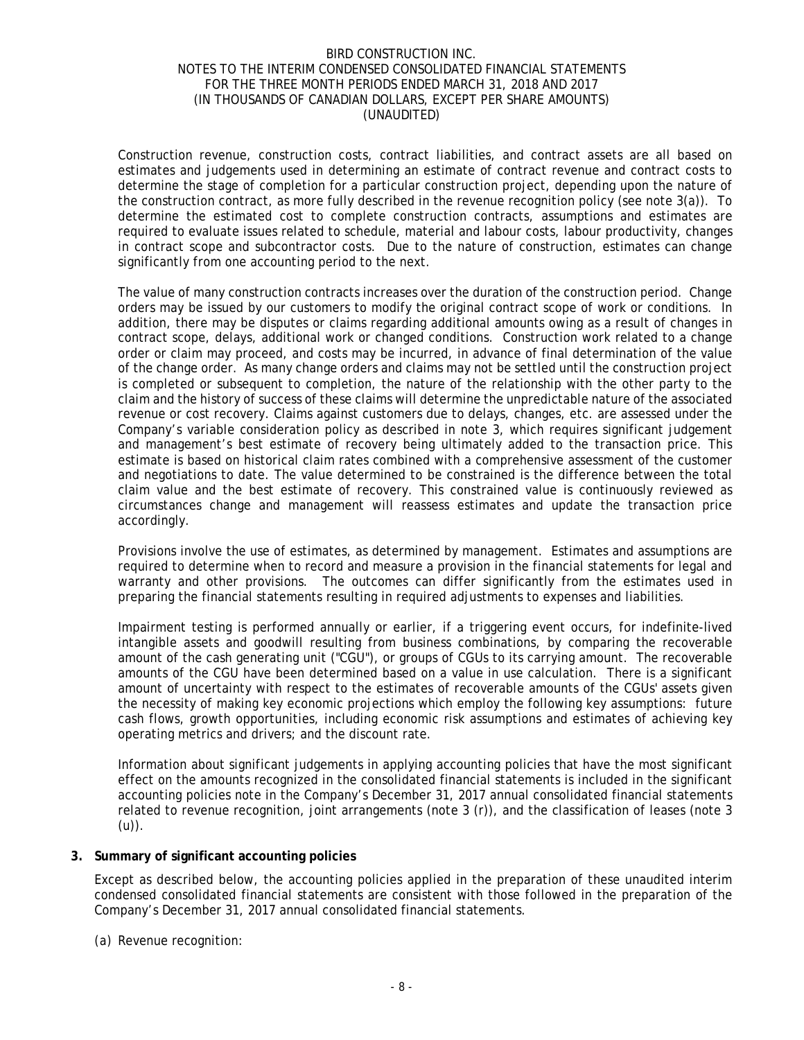Construction revenue, construction costs, contract liabilities, and contract assets are all based on estimates and judgements used in determining an estimate of contract revenue and contract costs to determine the stage of completion for a particular construction project, depending upon the nature of the construction contract, as more fully described in the revenue recognition policy (see note 3(a)). To determine the estimated cost to complete construction contracts, assumptions and estimates are required to evaluate issues related to schedule, material and labour costs, labour productivity, changes in contract scope and subcontractor costs. Due to the nature of construction, estimates can change significantly from one accounting period to the next.

The value of many construction contracts increases over the duration of the construction period. Change orders may be issued by our customers to modify the original contract scope of work or conditions. In addition, there may be disputes or claims regarding additional amounts owing as a result of changes in contract scope, delays, additional work or changed conditions. Construction work related to a change order or claim may proceed, and costs may be incurred, in advance of final determination of the value of the change order. As many change orders and claims may not be settled until the construction project is completed or subsequent to completion, the nature of the relationship with the other party to the claim and the history of success of these claims will determine the unpredictable nature of the associated revenue or cost recovery. Claims against customers due to delays, changes, etc. are assessed under the Company's variable consideration policy as described in note 3, which requires significant judgement and management's best estimate of recovery being ultimately added to the transaction price. This estimate is based on historical claim rates combined with a comprehensive assessment of the customer and negotiations to date. The value determined to be constrained is the difference between the total claim value and the best estimate of recovery. This constrained value is continuously reviewed as circumstances change and management will reassess estimates and update the transaction price accordingly.

Provisions involve the use of estimates, as determined by management. Estimates and assumptions are required to determine when to record and measure a provision in the financial statements for legal and warranty and other provisions. The outcomes can differ significantly from the estimates used in preparing the financial statements resulting in required adjustments to expenses and liabilities.

Impairment testing is performed annually or earlier, if a triggering event occurs, for indefinite-lived intangible assets and goodwill resulting from business combinations, by comparing the recoverable amount of the cash generating unit ("CGU"), or groups of CGUs to its carrying amount. The recoverable amounts of the CGU have been determined based on a value in use calculation. There is a significant amount of uncertainty with respect to the estimates of recoverable amounts of the CGUs' assets given the necessity of making key economic projections which employ the following key assumptions: future cash flows, growth opportunities, including economic risk assumptions and estimates of achieving key operating metrics and drivers; and the discount rate.

Information about significant judgements in applying accounting policies that have the most significant effect on the amounts recognized in the consolidated financial statements is included in the significant accounting policies note in the Company's December 31, 2017 annual consolidated financial statements related to revenue recognition, joint arrangements (note 3 (r)), and the classification of leases (note 3 (u)).

## 3. Summary of significant accounting policies

Except as described below, the accounting policies applied in the preparation of these unaudited interim condensed consolidated financial statements are consistent with those followed in the preparation of the Company's December 31, 2017 annual consolidated financial statements.

(a) Revenue recognition: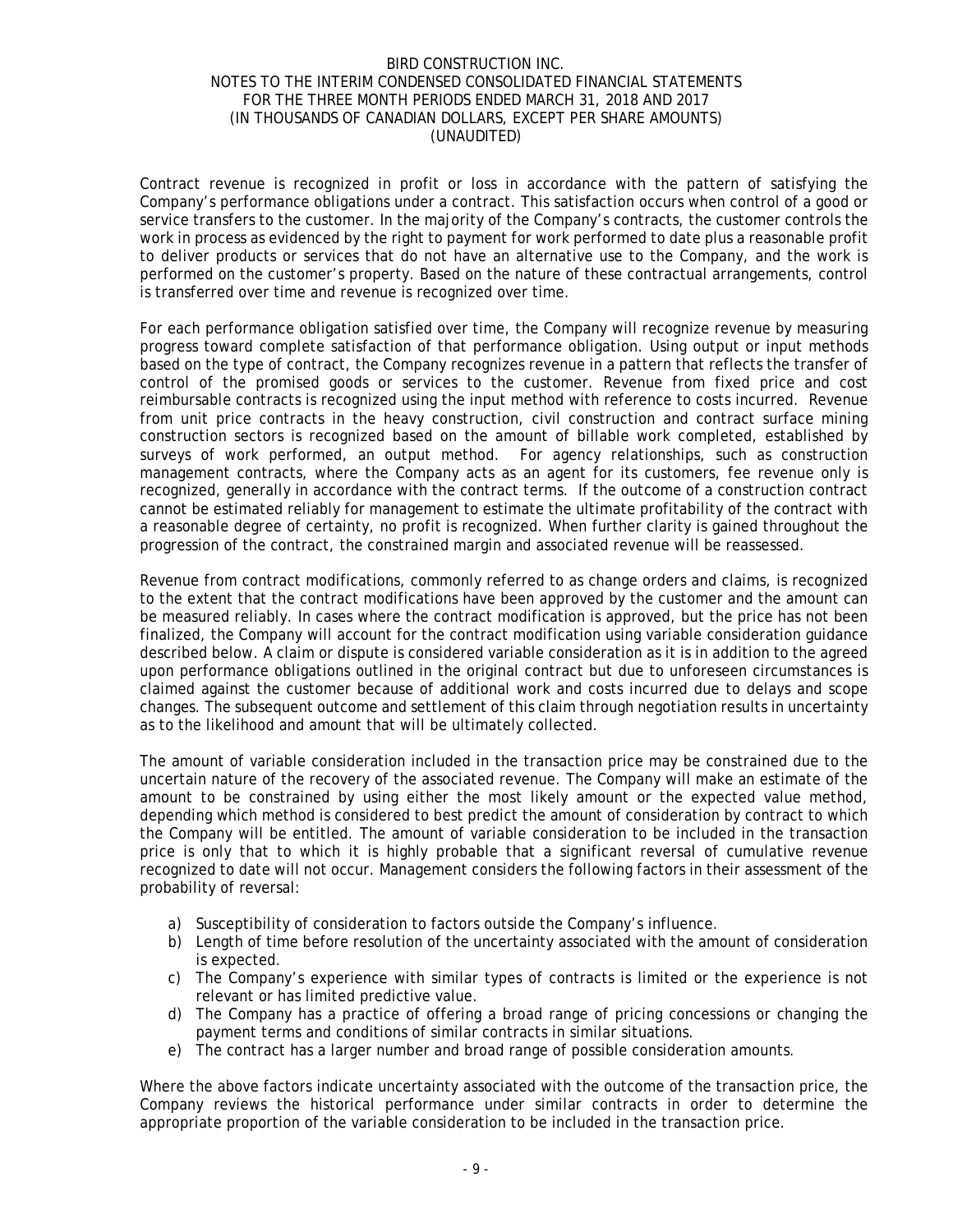Contract revenue is recognized in profit or loss in accordance with the pattern of satisfying the Company's performance obligations under a contract. This satisfaction occurs when control of a good or service transfers to the customer. In the majority of the Company's contracts, the customer controls the work in process as evidenced by the right to payment for work performed to date plus a reasonable profit to deliver products or services that do not have an alternative use to the Company, and the work is performed on the customer's property. Based on the nature of these contractual arrangements, control is transferred over time and revenue is recognized over time.

For each performance obligation satisfied over time, the Company will recognize revenue by measuring progress toward complete satisfaction of that performance obligation. Using output or input methods based on the type of contract, the Company recognizes revenue in a pattern that reflects the transfer of control of the promised goods or services to the customer. Revenue from fixed price and cost reimbursable contracts is recognized using the input method with reference to costs incurred. Revenue from unit price contracts in the heavy construction, civil construction and contract surface mining construction sectors is recognized based on the amount of billable work completed, established by surveys of work performed, an output method. For agency relationships, such as construction management contracts, where the Company acts as an agent for its customers, fee revenue only is recognized, generally in accordance with the contract terms. If the outcome of a construction contract cannot be estimated reliably for management to estimate the ultimate profitability of the contract with a reasonable degree of certainty, no profit is recognized. When further clarity is gained throughout the progression of the contract, the constrained margin and associated revenue will be reassessed.

Revenue from contract modifications, commonly referred to as change orders and claims, is recognized to the extent that the contract modifications have been approved by the customer and the amount can be measured reliably. In cases where the contract modification is approved, but the price has not been finalized, the Company will account for the contract modification using variable consideration guidance described below. A claim or dispute is considered variable consideration as it is in addition to the agreed upon performance obligations outlined in the original contract but due to unforeseen circumstances is claimed against the customer because of additional work and costs incurred due to delays and scope changes. The subsequent outcome and settlement of this claim through negotiation results in uncertainty as to the likelihood and amount that will be ultimately collected.

The amount of variable consideration included in the transaction price may be constrained due to the uncertain nature of the recovery of the associated revenue. The Company will make an estimate of the amount to be constrained by using either the most likely amount or the expected value method, depending which method is considered to best predict the amount of consideration by contract to which the Company will be entitled. The amount of variable consideration to be included in the transaction price is only that to which it is highly probable that a significant reversal of cumulative revenue recognized to date will not occur. Management considers the following factors in their assessment of the probability of reversal:

a) Susceptibility of consideration to factors outside the Company's influence.
b) Length of time before resolution of the uncertainty associated with the amount of consideration is expected.
c) The Company's experience with similar types of contracts is limited or the experience is not relevant or has limited predictive value.
d) The Company has a practice of offering a broad range of pricing concessions or changing the payment terms and conditions of similar contracts in similar situations.
e) The contract has a larger number and broad range of possible consideration amounts.

Where the above factors indicate uncertainty associated with the outcome of the transaction price, the Company reviews the historical performance under similar contracts in order to determine the appropriate proportion of the variable consideration to be included in the transaction price.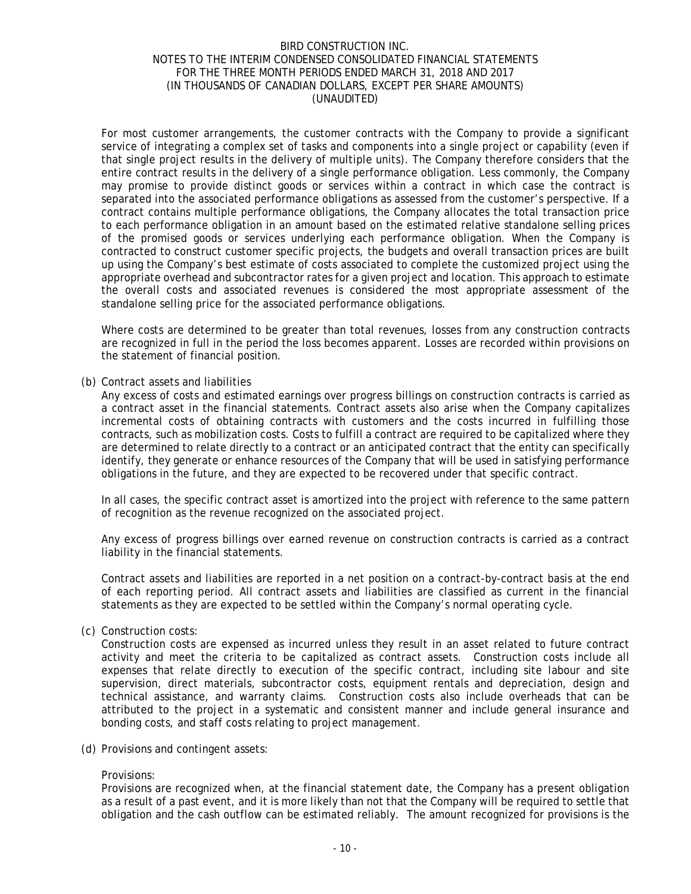For most customer arrangements, the customer contracts with the Company to provide a significant service of integrating a complex set of tasks and components into a single project or capability (even if that single project results in the delivery of multiple units). The Company therefore considers that the entire contract results in the delivery of a single performance obligation. Less commonly, the Company may promise to provide distinct goods or services within a contract in which case the contract is separated into the associated performance obligations as assessed from the customer's perspective. If a contract contains multiple performance obligations, the Company allocates the total transaction price to each performance obligation in an amount based on the estimated relative standalone selling prices of the promised goods or services underlying each performance obligation. When the Company is contracted to construct customer specific projects, the budgets and overall transaction prices are built up using the Company's best estimate of costs associated to complete the customized project using the appropriate overhead and subcontractor rates for a given project and location. This approach to estimate the overall costs and associated revenues is considered the most appropriate assessment of the standalone selling price for the associated performance obligations.

Where costs are determined to be greater than total revenues, losses from any construction contracts are recognized in full in the period the loss becomes apparent. Losses are recorded within provisions on the statement of financial position.

(b) Contract assets and liabilities

Any excess of costs and estimated earnings over progress billings on construction contracts is carried as a contract asset in the financial statements. Contract assets also arise when the Company capitalizes incremental costs of obtaining contracts with customers and the costs incurred in fulfilling those contracts, such as mobilization costs. Costs to fulfill a contract are required to be capitalized where they are determined to relate directly to a contract or an anticipated contract that the entity can specifically identify, they generate or enhance resources of the Company that will be used in satisfying performance obligations in the future, and they are expected to be recovered under that specific contract.

In all cases, the specific contract asset is amortized into the project with reference to the same pattern of recognition as the revenue recognized on the associated project.

Any excess of progress billings over earned revenue on construction contracts is carried as a contract liability in the financial statements.

Contract assets and liabilities are reported in a net position on a contract-by-contract basis at the end of each reporting period. All contract assets and liabilities are classified as current in the financial statements as they are expected to be settled within the Company's normal operating cycle.

(c) Construction costs:

Construction costs are expensed as incurred unless they result in an asset related to future contract activity and meet the criteria to be capitalized as contract assets. Construction costs include all expenses that relate directly to execution of the specific contract, including site labour and site supervision, direct materials, subcontractor costs, equipment rentals and depreciation, design and technical assistance, and warranty claims. Construction costs also include overheads that can be attributed to the project in a systematic and consistent manner and include general insurance and bonding costs, and staff costs relating to project management.

(d) Provisions and contingent assets:

Provisions:

Provisions are recognized when, at the financial statement date, the Company has a present obligation as a result of a past event, and it is more likely than not that the Company will be required to settle that obligation and the cash outflow can be estimated reliably. The amount recognized for provisions is the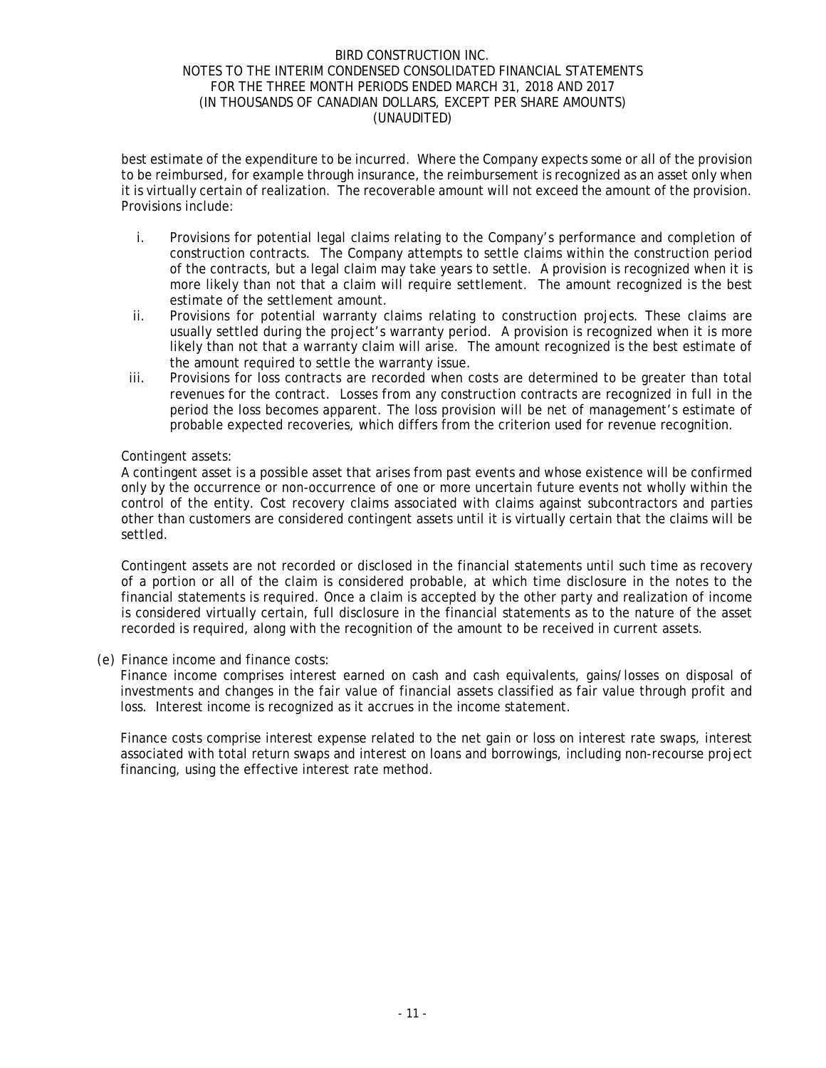best estimate of the expenditure to be incurred. Where the Company expects some or all of the provision to be reimbursed, for example through insurance, the reimbursement is recognized as an asset only when it is virtually certain of realization. The recoverable amount will not exceed the amount of the provision. Provisions include:

i. Provisions for potential legal claims relating to the Company's performance and completion of construction contracts. The Company attempts to settle claims within the construction period of the contracts, but a legal claim may take years to settle. A provision is recognized when it is more likely than not that a claim will require settlement. The amount recognized is the best estimate of the settlement amount.
ii. Provisions for potential warranty claims relating to construction projects. These claims are usually settled during the project's warranty period. A provision is recognized when it is more likely than not that a warranty claim will arise. The amount recognized is the best estimate of the amount required to settle the warranty issue.
iii. Provisions for loss contracts are recorded when costs are determined to be greater than total revenues for the contract. Losses from any construction contracts are recognized in full in the period the loss becomes apparent. The loss provision will be net of management's estimate of probable expected recoveries, which differs from the criterion used for revenue recognition.

Contingent assets:
A contingent asset is a possible asset that arises from past events and whose existence will be confirmed only by the occurrence or non-occurrence of one or more uncertain future events not wholly within the control of the entity. Cost recovery claims associated with claims against subcontractors and parties other than customers are considered contingent assets until it is virtually certain that the claims will be settled.

Contingent assets are not recorded or disclosed in the financial statements until such time as recovery of a portion or all of the claim is considered probable, at which time disclosure in the notes to the financial statements is required. Once a claim is accepted by the other party and realization of income is considered virtually certain, full disclosure in the financial statements as to the nature of the asset recorded is required, along with the recognition of the amount to be received in current assets.

(e) Finance income and finance costs:
Finance income comprises interest earned on cash and cash equivalents, gains/losses on disposal of investments and changes in the fair value of financial assets classified as fair value through profit and loss. Interest income is recognized as it accrues in the income statement.

Finance costs comprise interest expense related to the net gain or loss on interest rate swaps, interest associated with total return swaps and interest on loans and borrowings, including non-recourse project financing, using the effective interest rate method.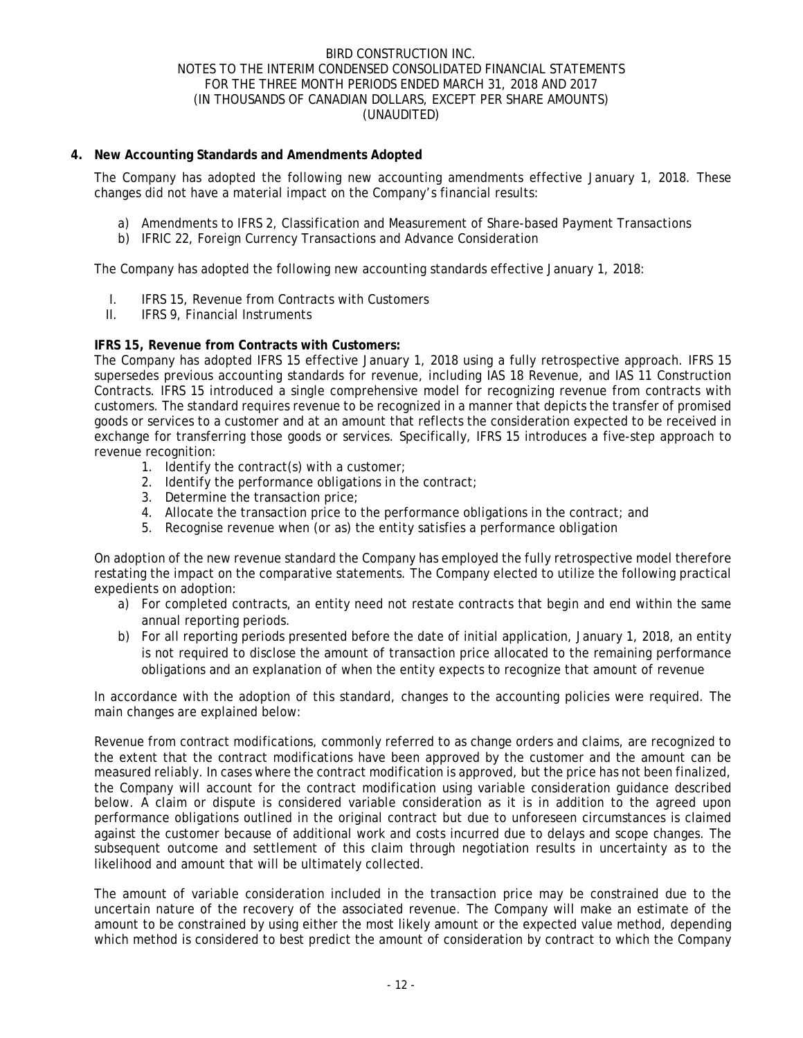## 4. New Accounting Standards and Amendments Adopted

The Company has adopted the following new accounting amendments effective January 1, 2018. These changes did not have a material impact on the Company's financial results:

a) Amendments to IFRS 2, Classification and Measurement of Share-based Payment Transactions
b) IFRIC 22, Foreign Currency Transactions and Advance Consideration

The Company has adopted the following new accounting standards effective January 1, 2018:

I. IFRS 15, Revenue from Contracts with Customers
II. IFRS 9, Financial Instruments

**IFRS 15, Revenue from Contracts with Customers:**
The Company has adopted IFRS 15 effective January 1, 2018 using a fully retrospective approach. IFRS 15 supersedes previous accounting standards for revenue, including IAS 18 Revenue, and IAS 11 Construction Contracts. IFRS 15 introduced a single comprehensive model for recognizing revenue from contracts with customers. The standard requires revenue to be recognized in a manner that depicts the transfer of promised goods or services to a customer and at an amount that reflects the consideration expected to be received in exchange for transferring those goods or services. Specifically, IFRS 15 introduces a five-step approach to revenue recognition:

1. Identify the contract(s) with a customer;
2. Identify the performance obligations in the contract;
3. Determine the transaction price;
4. Allocate the transaction price to the performance obligations in the contract; and
5. Recognise revenue when (or as) the entity satisfies a performance obligation

On adoption of the new revenue standard the Company has employed the fully retrospective model therefore restating the impact on the comparative statements. The Company elected to utilize the following practical expedients on adoption:

a) For completed contracts, an entity need not restate contracts that begin and end within the same annual reporting periods.
b) For all reporting periods presented before the date of initial application, January 1, 2018, an entity is not required to disclose the amount of transaction price allocated to the remaining performance obligations and an explanation of when the entity expects to recognize that amount of revenue

In accordance with the adoption of this standard, changes to the accounting policies were required. The main changes are explained below:

Revenue from contract modifications, commonly referred to as change orders and claims, are recognized to the extent that the contract modifications have been approved by the customer and the amount can be measured reliably. In cases where the contract modification is approved, but the price has not been finalized, the Company will account for the contract modification using variable consideration guidance described below. A claim or dispute is considered variable consideration as it is in addition to the agreed upon performance obligations outlined in the original contract but due to unforeseen circumstances is claimed against the customer because of additional work and costs incurred due to delays and scope changes. The subsequent outcome and settlement of this claim through negotiation results in uncertainty as to the likelihood and amount that will be ultimately collected.

The amount of variable consideration included in the transaction price may be constrained due to the uncertain nature of the recovery of the associated revenue. The Company will make an estimate of the amount to be constrained by using either the most likely amount or the expected value method, depending which method is considered to best predict the amount of consideration by contract to which the Company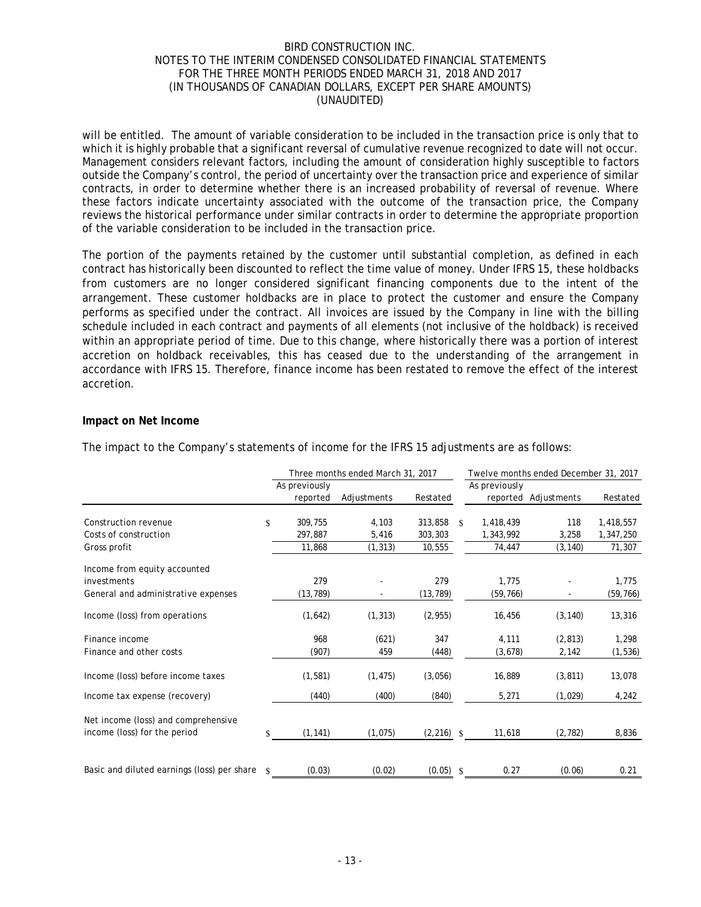will be entitled. The amount of variable consideration to be included in the transaction price is only that to which it is highly probable that a significant reversal of cumulative revenue recognized to date will not occur. Management considers relevant factors, including the amount of consideration highly susceptible to factors outside the Company's control, the period of uncertainty over the transaction price and experience of similar contracts, in order to determine whether there is an increased probability of reversal of revenue. Where these factors indicate uncertainty associated with the outcome of the transaction price, the Company reviews the historical performance under similar contracts in order to determine the appropriate proportion of the variable consideration to be included in the transaction price.

The portion of the payments retained by the customer until substantial completion, as defined in each contract has historically been discounted to reflect the time value of money. Under IFRS 15, these holdbacks from customers are no longer considered significant financing components due to the intent of the arrangement. These customer holdbacks are in place to protect the customer and ensure the Company performs as specified under the contract. All invoices are issued by the Company in line with the billing schedule included in each contract and payments of all elements (not inclusive of the holdback) is received within an appropriate period of time. Due to this change, where historically there was a portion of interest accretion on holdback receivables, this has ceased due to the understanding of the arrangement in accordance with IFRS 15. Therefore, finance income has been restated to remove the effect of the interest accretion.

**Impact on Net Income**

The impact to the Company's statements of income for the IFRS 15 adjustments are as follows:

| | Three months ended March 31, 2017 | | | Twelve months ended December 31, 2017 | | |
|---|---|---|---|---|---|---|
| | As previously reported | Adjustments | Restated | As previously reported | Adjustments | Restated |
| Construction revenue | $ 309,755 | 4,103 | 313,858 | $ 1,418,439 | 118 | 1,418,557 |
| Costs of construction | 297,887 | 5,416 | 303,303 | 1,343,992 | 3,258 | 1,347,250 |
| Gross profit | 11,868 | (1,313) | 10,555 | 74,447 | (3,140) | 71,307 |
| Income from equity accounted investments | 279 | - | 279 | 1,775 | - | 1,775 |
| General and administrative expenses | (13,789) | - | (13,789) | (59,766) | - | (59,766) |
| Income (loss) from operations | (1,642) | (1,313) | (2,955) | 16,456 | (3,140) | 13,316 |
| Finance income | 968 | (621) | 347 | 4,111 | (2,813) | 1,298 |
| Finance and other costs | (907) | 459 | (448) | (3,678) | 2,142 | (1,536) |
| Income (loss) before income taxes | (1,581) | (1,475) | (3,056) | 16,889 | (3,811) | 13,078 |
| Income tax expense (recovery) | (440) | (400) | (840) | 5,271 | (1,029) | 4,242 |
| Net income (loss) and comprehensive income (loss) for the period | $ (1,141) | (1,075) | (2,216) | $ 11,618 | (2,782) | 8,836 |
| Basic and diluted earnings (loss) per share | $ (0.03) | (0.02) | (0.05) | $ 0.27 | (0.06) | 0.21 |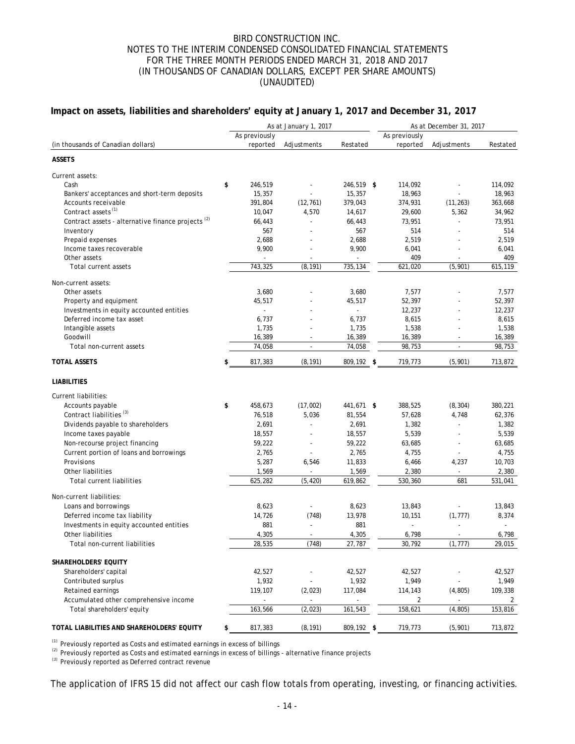BIRD CONSTRUCTION INC.
NOTES TO THE INTERIM CONDENSED CONSOLIDATED FINANCIAL STATEMENTS
FOR THE THREE MONTH PERIODS ENDED MARCH 31, 2018 AND 2017
(IN THOUSANDS OF CANADIAN DOLLARS, EXCEPT PER SHARE AMOUNTS)
(UNAUDITED)

## Impact on assets, liabilities and shareholders' equity at January 1, 2017 and December 31, 2017

| (in thousands of Canadian dollars) | As at January 1, 2017 | | | As at December 31, 2017 | | |
|---|---|---|---|---|---|---|
| | As previously reported | Adjustments | Restated | As previously reported | Adjustments | Restated |
| **ASSETS** | | | | | | |
| Current assets: | | | | | | |
| Cash | $ 246,519 | - | 246,519 | $ 114,092 | - | 114,092 |
| Bankers' acceptances and short-term deposits | 15,357 | - | 15,357 | 18,963 | - | 18,963 |
| Accounts receivable | 391,804 | (12,761) | 379,043 | 374,931 | (11,263) | 363,668 |
| Contract assets [1] | 10,047 | 4,570 | 14,617 | 29,600 | 5,362 | 34,962 |
| Contract assets - alternative finance projects [2] | 66,443 | - | 66,443 | 73,951 | - | 73,951 |
| Inventory | 567 | - | 567 | 514 | - | 514 |
| Prepaid expenses | 2,688 | - | 2,688 | 2,519 | - | 2,519 |
| Income taxes recoverable | 9,900 | - | 9,900 | 6,041 | - | 6,041 |
| Other assets | - | - | - | 409 | - | 409 |
| Total current assets | 743,325 | (8,191) | 735,134 | 621,020 | (5,901) | 615,119 |
| Non-current assets: | | | | | | |
| Other assets | 3,680 | - | 3,680 | 7,577 | - | 7,577 |
| Property and equipment | 45,517 | - | 45,517 | 52,397 | - | 52,397 |
| Investments in equity accounted entities | - | - | - | 12,237 | - | 12,237 |
| Deferred income tax asset | 6,737 | - | 6,737 | 8,615 | - | 8,615 |
| Intangible assets | 1,735 | - | 1,735 | 1,538 | - | 1,538 |
| Goodwill | 16,389 | - | 16,389 | 16,389 | - | 16,389 |
| Total non-current assets | 74,058 | - | 74,058 | 98,753 | - | 98,753 |
| **TOTAL ASSETS** | $ 817,383 | (8,191) | 809,192 | $ 719,773 | (5,901) | 713,872 |
| **LIABILITIES** | | | | | | |
| Current liabilities: | | | | | | |
| Accounts payable | $ 458,673 | (17,002) | 441,671 | $ 388,525 | (8,304) | 380,221 |
| Contract liabilities [3] | 76,518 | 5,036 | 81,554 | 57,628 | 4,748 | 62,376 |
| Dividends payable to shareholders | 2,691 | - | 2,691 | 1,382 | - | 1,382 |
| Income taxes payable | 18,557 | - | 18,557 | 5,539 | - | 5,539 |
| Non-recourse project financing | 59,222 | - | 59,222 | 63,685 | - | 63,685 |
| Current portion of loans and borrowings | 2,765 | - | 2,765 | 4,755 | - | 4,755 |
| Provisions | 5,287 | 6,546 | 11,833 | 6,466 | 4,237 | 10,703 |
| Other liabilities | 1,569 | - | 1,569 | 2,380 | - | 2,380 |
| Total current liabilities | 625,282 | (5,420) | 619,862 | 530,360 | 681 | 531,041 |
| Non-current liabilities: | | | | | | |
| Loans and borrowings | 8,623 | - | 8,623 | 13,843 | - | 13,843 |
| Deferred income tax liability | 14,726 | (748) | 13,978 | 10,151 | (1,777) | 8,374 |
| Investments in equity accounted entities | 881 | - | 881 | - | - | - |
| Other liabilities | 4,305 | - | 4,305 | 6,798 | - | 6,798 |
| Total non-current liabilities | 28,535 | (748) | 27,787 | 30,792 | (1,777) | 29,015 |
| **SHAREHOLDERS' EQUITY** | | | | | | |
| Shareholders' capital | 42,527 | - | 42,527 | 42,527 | - | 42,527 |
| Contributed surplus | 1,932 | - | 1,932 | 1,949 | - | 1,949 |
| Retained earnings | 119,107 | (2,023) | 117,084 | 114,143 | (4,805) | 109,338 |
| Accumulated other comprehensive income | - | - | - | 2 | - | 2 |
| Total shareholders' equity | 163,566 | (2,023) | 161,543 | 158,621 | (4,805) | 153,816 |
| **TOTAL LIABILITIES AND SHAREHOLDERS' EQUITY** | $ 817,383 | (8,191) | 809,192 | $ 719,773 | (5,901) | 713,872 |

[1] Previously reported as Costs and estimated earnings in excess of billings
[2] Previously reported as Costs and estimated earnings in excess of billings - alternative finance projects
[3] Previously reported as Deferred contract revenue

The application of IFRS 15 did not affect our cash flow totals from operating, investing, or financing activities.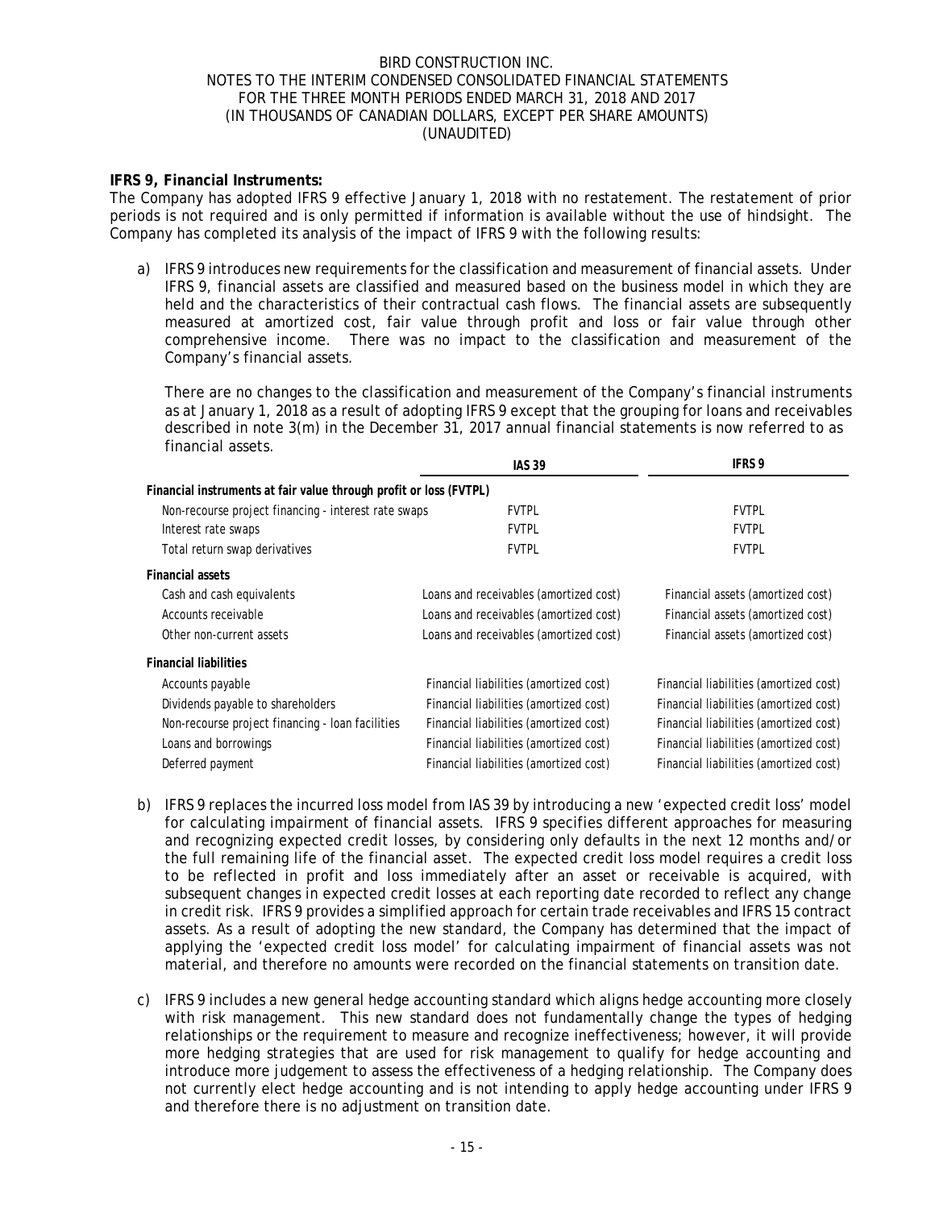**IFRS 9, Financial Instruments:**

The Company has adopted IFRS 9 effective January 1, 2018 with no restatement. The restatement of prior periods is not required and is only permitted if information is available without the use of hindsight. The Company has completed its analysis of the impact of IFRS 9 with the following results:

a) IFRS 9 introduces new requirements for the classification and measurement of financial assets. Under IFRS 9, financial assets are classified and measured based on the business model in which they are held and the characteristics of their contractual cash flows. The financial assets are subsequently measured at amortized cost, fair value through profit and loss or fair value through other comprehensive income. There was no impact to the classification and measurement of the Company's financial assets.

   There are no changes to the classification and measurement of the Company's financial instruments as at January 1, 2018 as a result of adopting IFRS 9 except that the grouping for loans and receivables described in note 3(m) in the December 31, 2017 annual financial statements is now referred to as financial assets.

| | IAS 39 | IFRS 9 |
|---|---|---|
| **Financial instruments at fair value through profit or loss (FVTPL)** | | |
| Non-recourse project financing - interest rate swaps | FVTPL | FVTPL |
| Interest rate swaps | FVTPL | FVTPL |
| Total return swap derivatives | FVTPL | FVTPL |
| **Financial assets** | | |
| Cash and cash equivalents | Loans and receivables (amortized cost) | Financial assets (amortized cost) |
| Accounts receivable | Loans and receivables (amortized cost) | Financial assets (amortized cost) |
| Other non-current assets | Loans and receivables (amortized cost) | Financial assets (amortized cost) |
| **Financial liabilities** | | |
| Accounts payable | Financial liabilities (amortized cost) | Financial liabilities (amortized cost) |
| Dividends payable to shareholders | Financial liabilities (amortized cost) | Financial liabilities (amortized cost) |
| Non-recourse project financing - loan facilities | Financial liabilities (amortized cost) | Financial liabilities (amortized cost) |
| Loans and borrowings | Financial liabilities (amortized cost) | Financial liabilities (amortized cost) |
| Deferred payment | Financial liabilities (amortized cost) | Financial liabilities (amortized cost) |

b) IFRS 9 replaces the incurred loss model from IAS 39 by introducing a new 'expected credit loss' model for calculating impairment of financial assets. IFRS 9 specifies different approaches for measuring and recognizing expected credit losses, by considering only defaults in the next 12 months and/or the full remaining life of the financial asset. The expected credit loss model requires a credit loss to be reflected in profit and loss immediately after an asset or receivable is acquired, with subsequent changes in expected credit losses at each reporting date recorded to reflect any change in credit risk. IFRS 9 provides a simplified approach for certain trade receivables and IFRS 15 contract assets. As a result of adopting the new standard, the Company has determined that the impact of applying the 'expected credit loss model' for calculating impairment of financial assets was not material, and therefore no amounts were recorded on the financial statements on transition date.

c) IFRS 9 includes a new general hedge accounting standard which aligns hedge accounting more closely with risk management. This new standard does not fundamentally change the types of hedging relationships or the requirement to measure and recognize ineffectiveness; however, it will provide more hedging strategies that are used for risk management to qualify for hedge accounting and introduce more judgement to assess the effectiveness of a hedging relationship. The Company does not currently elect hedge accounting and is not intending to apply hedge accounting under IFRS 9 and therefore there is no adjustment on transition date.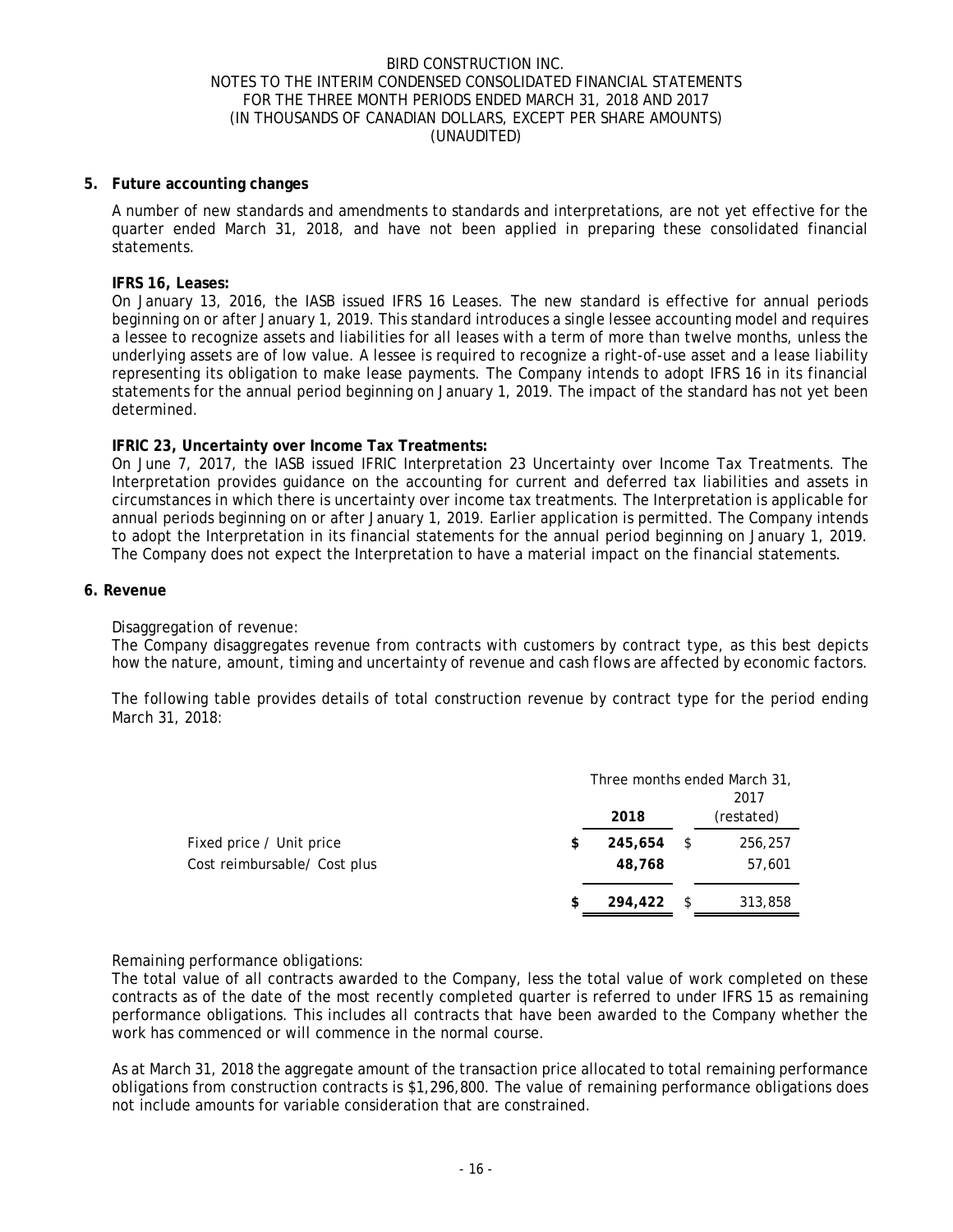## 5. Future accounting changes

A number of new standards and amendments to standards and interpretations, are not yet effective for the quarter ended March 31, 2018, and have not been applied in preparing these consolidated financial statements.

**IFRS 16, Leases:**
On January 13, 2016, the IASB issued IFRS 16 Leases. The new standard is effective for annual periods beginning on or after January 1, 2019. This standard introduces a single lessee accounting model and requires a lessee to recognize assets and liabilities for all leases with a term of more than twelve months, unless the underlying assets are of low value. A lessee is required to recognize a right-of-use asset and a lease liability representing its obligation to make lease payments. The Company intends to adopt IFRS 16 in its financial statements for the annual period beginning on January 1, 2019. The impact of the standard has not yet been determined.

**IFRIC 23, Uncertainty over Income Tax Treatments:**
On June 7, 2017, the IASB issued IFRIC Interpretation 23 Uncertainty over Income Tax Treatments. The Interpretation provides guidance on the accounting for current and deferred tax liabilities and assets in circumstances in which there is uncertainty over income tax treatments. The Interpretation is applicable for annual periods beginning on or after January 1, 2019. Earlier application is permitted. The Company intends to adopt the Interpretation in its financial statements for the annual period beginning on January 1, 2019. The Company does not expect the Interpretation to have a material impact on the financial statements.

## 6. Revenue

Disaggregation of revenue:
The Company disaggregates revenue from contracts with customers by contract type, as this best depicts how the nature, amount, timing and uncertainty of revenue and cash flows are affected by economic factors.

The following table provides details of total construction revenue by contract type for the period ending March 31, 2018:

| | Three months ended March 31, | |
|---|---|---|
| | **2018** | 2017 (restated) |
| Fixed price / Unit price | **$ 245,654** | $ 256,257 |
| Cost reimbursable/ Cost plus | **48,768** | 57,601 |
| | **$ 294,422** | $ 313,858 |

Remaining performance obligations:
The total value of all contracts awarded to the Company, less the total value of work completed on these contracts as of the date of the most recently completed quarter is referred to under IFRS 15 as remaining performance obligations. This includes all contracts that have been awarded to the Company whether the work has commenced or will commence in the normal course.

As at March 31, 2018 the aggregate amount of the transaction price allocated to total remaining performance obligations from construction contracts is $1,296,800. The value of remaining performance obligations does not include amounts for variable consideration that are constrained.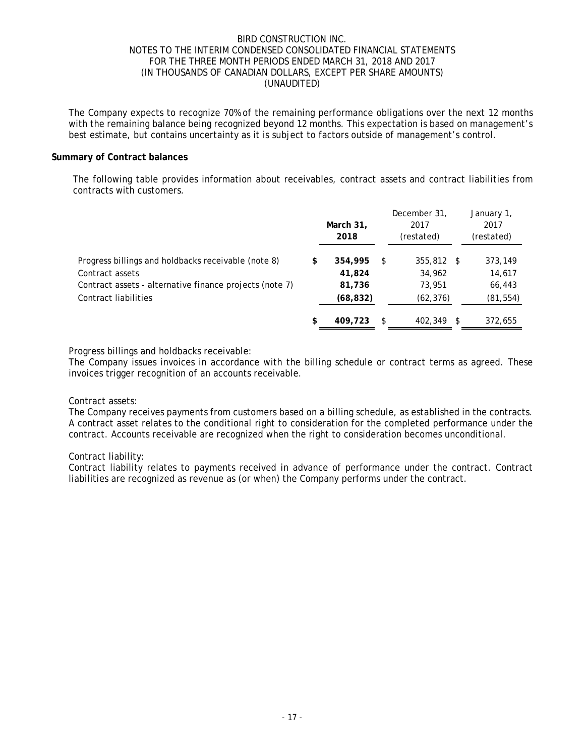The Company expects to recognize 70% of the remaining performance obligations over the next 12 months with the remaining balance being recognized beyond 12 months. This expectation is based on management's best estimate, but contains uncertainty as it is subject to factors outside of management's control.

**Summary of Contract balances**

The following table provides information about receivables, contract assets and contract liabilities from contracts with customers.

| | **March 31, 2018** | December 31, 2017 (restated) | January 1, 2017 (restated) |
|---|---|---|---|
| Progress billings and holdbacks receivable (note 8) | **$ 354,995** | $ 355,812 | $ 373,149 |
| Contract assets | **41,824** | 34,962 | 14,617 |
| Contract assets - alternative finance projects (note 7) | **81,736** | 73,951 | 66,443 |
| Contract liabilities | **(68,832)** | (62,376) | (81,554) |
| | **$ 409,723** | $ 402,349 | $ 372,655 |

Progress billings and holdbacks receivable:
The Company issues invoices in accordance with the billing schedule or contract terms as agreed. These invoices trigger recognition of an accounts receivable.

Contract assets:
The Company receives payments from customers based on a billing schedule, as established in the contracts. A contract asset relates to the conditional right to consideration for the completed performance under the contract. Accounts receivable are recognized when the right to consideration becomes unconditional.

Contract liability:
Contract liability relates to payments received in advance of performance under the contract. Contract liabilities are recognized as revenue as (or when) the Company performs under the contract.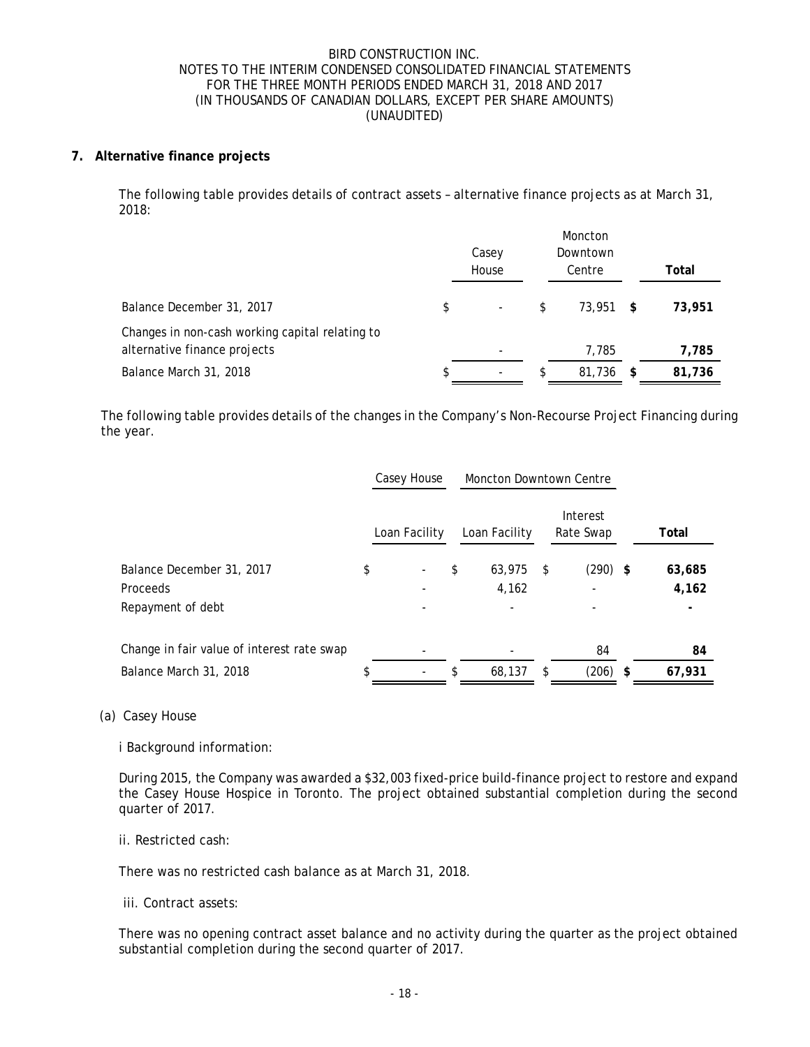## 7. Alternative finance projects

The following table provides details of contract assets – alternative finance projects as at March 31, 2018:

| | Casey House | Moncton Downtown Centre | Total |
|---|---|---|---|
| Balance December 31, 2017 | $ - | $ 73,951 | **$ 73,951** |
| Changes in non-cash working capital relating to alternative finance projects | - | 7,785 | **7,785** |
| Balance March 31, 2018 | $ - | $ 81,736 | **$ 81,736** |

The following table provides details of the changes in the Company's Non-Recourse Project Financing during the year.

| | Casey House | Moncton Downtown Centre | | |
|---|---|---|---|---|
| | Loan Facility | Loan Facility | Interest Rate Swap | **Total** |
| Balance December 31, 2017 | $ - | $ 63,975 | $ (290) | **$ 63,685** |
| Proceeds | - | 4,162 | - | **4,162** |
| Repayment of debt | - | - | - | **-** |
| Change in fair value of interest rate swap | - | - | 84 | **84** |
| Balance March 31, 2018 | $ - | $ 68,137 | $ (206) | **$ 67,931** |

(a) Casey House

i Background information:

During 2015, the Company was awarded a $32,003 fixed-price build-finance project to restore and expand the Casey House Hospice in Toronto. The project obtained substantial completion during the second quarter of 2017.

ii. Restricted cash:

There was no restricted cash balance as at March 31, 2018.

iii. Contract assets:

There was no opening contract asset balance and no activity during the quarter as the project obtained substantial completion during the second quarter of 2017.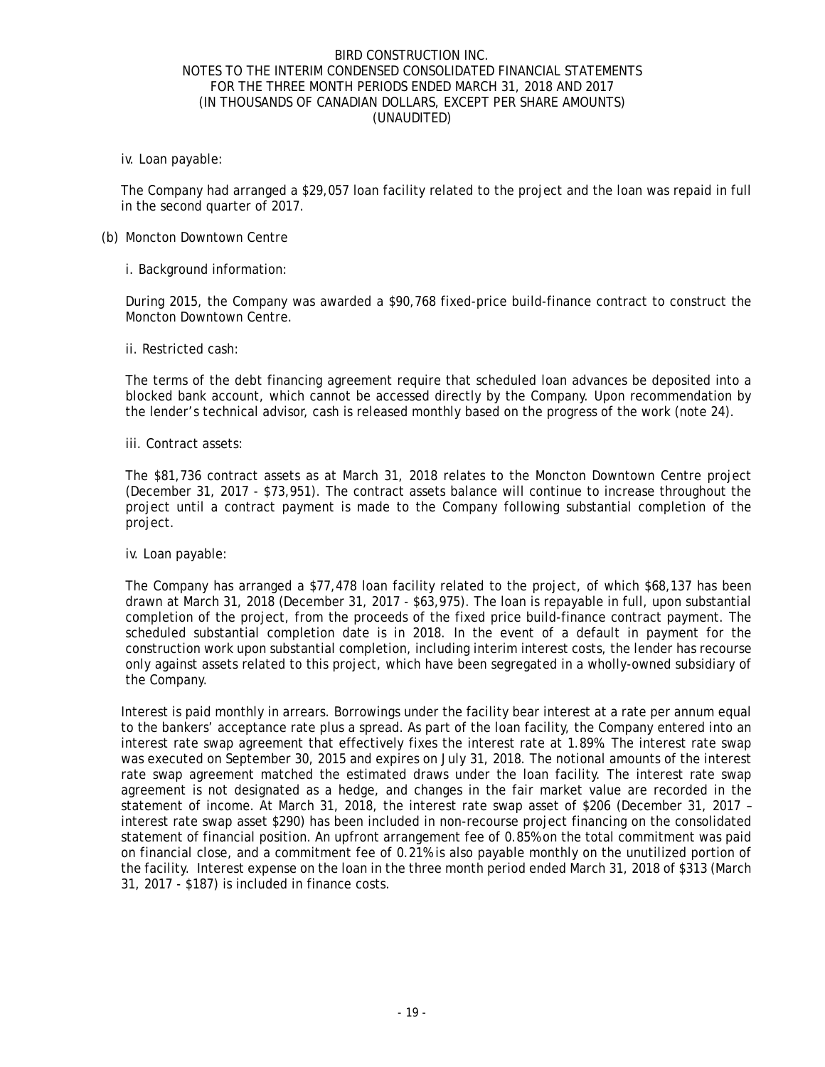iv. Loan payable:

The Company had arranged a $29,057 loan facility related to the project and the loan was repaid in full in the second quarter of 2017.

(b) Moncton Downtown Centre

i. Background information:

During 2015, the Company was awarded a $90,768 fixed-price build-finance contract to construct the Moncton Downtown Centre.

ii. Restricted cash:

The terms of the debt financing agreement require that scheduled loan advances be deposited into a blocked bank account, which cannot be accessed directly by the Company. Upon recommendation by the lender's technical advisor, cash is released monthly based on the progress of the work (note 24).

iii. Contract assets:

The $81,736 contract assets as at March 31, 2018 relates to the Moncton Downtown Centre project (December 31, 2017 - $73,951). The contract assets balance will continue to increase throughout the project until a contract payment is made to the Company following substantial completion of the project.

iv. Loan payable:

The Company has arranged a $77,478 loan facility related to the project, of which $68,137 has been drawn at March 31, 2018 (December 31, 2017 - $63,975). The loan is repayable in full, upon substantial completion of the project, from the proceeds of the fixed price build-finance contract payment. The scheduled substantial completion date is in 2018. In the event of a default in payment for the construction work upon substantial completion, including interim interest costs, the lender has recourse only against assets related to this project, which have been segregated in a wholly-owned subsidiary of the Company.

Interest is paid monthly in arrears. Borrowings under the facility bear interest at a rate per annum equal to the bankers' acceptance rate plus a spread. As part of the loan facility, the Company entered into an interest rate swap agreement that effectively fixes the interest rate at 1.89%. The interest rate swap was executed on September 30, 2015 and expires on July 31, 2018. The notional amounts of the interest rate swap agreement matched the estimated draws under the loan facility. The interest rate swap agreement is not designated as a hedge, and changes in the fair market value are recorded in the statement of income. At March 31, 2018, the interest rate swap asset of $206 (December 31, 2017 – interest rate swap asset $290) has been included in non-recourse project financing on the consolidated statement of financial position. An upfront arrangement fee of 0.85% on the total commitment was paid on financial close, and a commitment fee of 0.21% is also payable monthly on the unutilized portion of the facility. Interest expense on the loan in the three month period ended March 31, 2018 of $313 (March 31, 2017 - $187) is included in finance costs.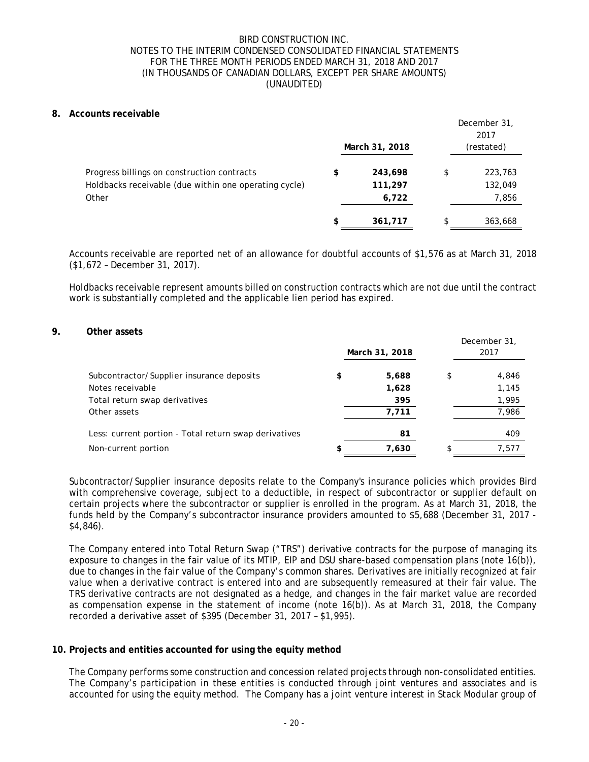## 8. Accounts receivable

| | March 31, 2018 | December 31, 2017 (restated) |
|---|---|---|
| Progress billings on construction contracts | $ 243,698 | $ 223,763 |
| Holdbacks receivable (due within one operating cycle) | 111,297 | 132,049 |
| Other | 6,722 | 7,856 |
| | $ 361,717 | $ 363,668 |

Accounts receivable are reported net of an allowance for doubtful accounts of $1,576 as at March 31, 2018 ($1,672 – December 31, 2017).

Holdbacks receivable represent amounts billed on construction contracts which are not due until the contract work is substantially completed and the applicable lien period has expired.

## 9. Other assets

| | March 31, 2018 | December 31, 2017 |
|---|---|---|
| Subcontractor/Supplier insurance deposits | $ 5,688 | $ 4,846 |
| Notes receivable | 1,628 | 1,145 |
| Total return swap derivatives | 395 | 1,995 |
| Other assets | 7,711 | 7,986 |
| Less: current portion - Total return swap derivatives | 81 | 409 |
| Non-current portion | $ 7,630 | $ 7,577 |

Subcontractor/Supplier insurance deposits relate to the Company's insurance policies which provides Bird with comprehensive coverage, subject to a deductible, in respect of subcontractor or supplier default on certain projects where the subcontractor or supplier is enrolled in the program. As at March 31, 2018, the funds held by the Company's subcontractor insurance providers amounted to $5,688 (December 31, 2017 - $4,846).

The Company entered into Total Return Swap ("TRS") derivative contracts for the purpose of managing its exposure to changes in the fair value of its MTIP, EIP and DSU share-based compensation plans (note 16(b)), due to changes in the fair value of the Company's common shares. Derivatives are initially recognized at fair value when a derivative contract is entered into and are subsequently remeasured at their fair value. The TRS derivative contracts are not designated as a hedge, and changes in the fair market value are recorded as compensation expense in the statement of income (note 16(b)). As at March 31, 2018, the Company recorded a derivative asset of $395 (December 31, 2017 – $1,995).

## 10. Projects and entities accounted for using the equity method

The Company performs some construction and concession related projects through non-consolidated entities. The Company's participation in these entities is conducted through joint ventures and associates and is accounted for using the equity method. The Company has a joint venture interest in Stack Modular group of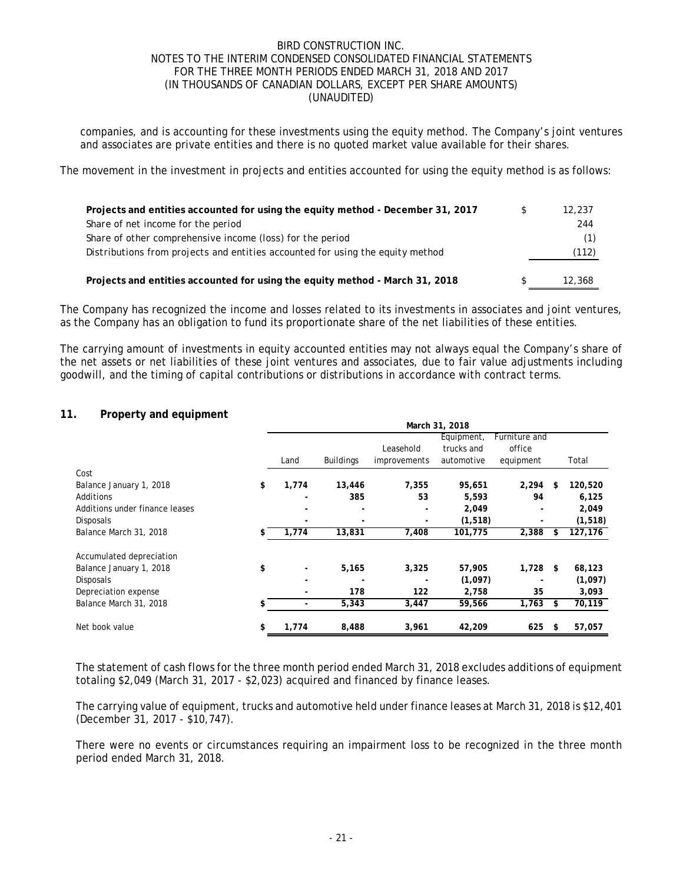companies, and is accounting for these investments using the equity method. The Company's joint ventures and associates are private entities and there is no quoted market value available for their shares.

The movement in the investment in projects and entities accounted for using the equity method is as follows:

| | | |
|---|---|---|
| **Projects and entities accounted for using the equity method - December 31, 2017** | $ | 12,237 |
| Share of net income for the period | | 244 |
| Share of other comprehensive income (loss) for the period | | (1) |
| Distributions from projects and entities accounted for using the equity method | | (112) |
| **Projects and entities accounted for using the equity method - March 31, 2018** | $ | 12,368 |

The Company has recognized the income and losses related to its investments in associates and joint ventures, as the Company has an obligation to fund its proportionate share of the net liabilities of these entities.

The carrying amount of investments in equity accounted entities may not always equal the Company's share of the net assets or net liabilities of these joint ventures and associates, due to fair value adjustments including goodwill, and the timing of capital contributions or distributions in accordance with contract terms.

## 11. Property and equipment

| | March 31, 2018 | | | | | |
|---|---|---|---|---|---|---|
| | Land | Buildings | Leasehold improvements | Equipment, trucks and automotive | Furniture and office equipment | Total |
| Cost | | | | | | |
| Balance January 1, 2018 | $ 1,774 | 13,446 | 7,355 | 95,651 | 2,294 | $ 120,520 |
| Additions | - | 385 | 53 | 5,593 | 94 | 6,125 |
| Additions under finance leases | - | - | - | 2,049 | - | 2,049 |
| Disposals | - | - | - | (1,518) | - | (1,518) |
| Balance March 31, 2018 | $ 1,774 | 13,831 | 7,408 | 101,775 | 2,388 | $ 127,176 |
| | | | | | | |
| Accumulated depreciation | | | | | | |
| Balance January 1, 2018 | $ - | 5,165 | 3,325 | 57,905 | 1,728 | $ 68,123 |
| Disposals | - | - | - | (1,097) | - | (1,097) |
| Depreciation expense | - | 178 | 122 | 2,758 | 35 | 3,093 |
| Balance March 31, 2018 | $ - | 5,343 | 3,447 | 59,566 | 1,763 | $ 70,119 |
| | | | | | | |
| Net book value | $ 1,774 | 8,488 | 3,961 | 42,209 | 625 | $ 57,057 |

The statement of cash flows for the three month period ended March 31, 2018 excludes additions of equipment totaling $2,049 (March 31, 2017 - $2,023) acquired and financed by finance leases.

The carrying value of equipment, trucks and automotive held under finance leases at March 31, 2018 is $12,401 (December 31, 2017 - $10,747).

There were no events or circumstances requiring an impairment loss to be recognized in the three month period ended March 31, 2018.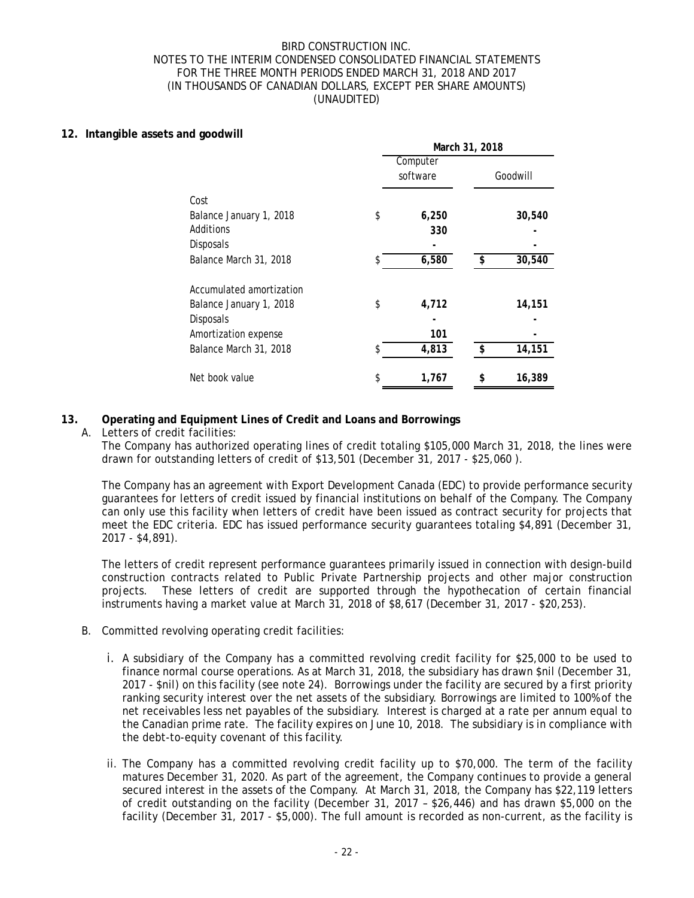## 12. Intangible assets and goodwill

| | March 31, 2018 | |
|---|---|---|
| | Computer software | Goodwill |
| **Cost** | | |
| Balance January 1, 2018 | $ 6,250 | 30,540 |
| Additions | 330 | - |
| Disposals | - | - |
| Balance March 31, 2018 | $ 6,580 | $ 30,540 |
| **Accumulated amortization** | | |
| Balance January 1, 2018 | $ 4,712 | 14,151 |
| Disposals | - | - |
| Amortization expense | 101 | - |
| Balance March 31, 2018 | $ 4,813 | $ 14,151 |
| Net book value | $ 1,767 | $ 16,389 |

## 13. Operating and Equipment Lines of Credit and Loans and Borrowings

A. Letters of credit facilities:

The Company has authorized operating lines of credit totaling $105,000 March 31, 2018, the lines were drawn for outstanding letters of credit of $13,501 (December 31, 2017 - $25,060 ).

The Company has an agreement with Export Development Canada (EDC) to provide performance security guarantees for letters of credit issued by financial institutions on behalf of the Company. The Company can only use this facility when letters of credit have been issued as contract security for projects that meet the EDC criteria. EDC has issued performance security guarantees totaling $4,891 (December 31, 2017 - $4,891).

The letters of credit represent performance guarantees primarily issued in connection with design-build construction contracts related to Public Private Partnership projects and other major construction projects. These letters of credit are supported through the hypothecation of certain financial instruments having a market value at March 31, 2018 of $8,617 (December 31, 2017 - $20,253).

B. Committed revolving operating credit facilities:

i. A subsidiary of the Company has a committed revolving credit facility for $25,000 to be used to finance normal course operations. As at March 31, 2018, the subsidiary has drawn $nil (December 31, 2017 - $nil) on this facility (see note 24). Borrowings under the facility are secured by a first priority ranking security interest over the net assets of the subsidiary. Borrowings are limited to 100% of the net receivables less net payables of the subsidiary. Interest is charged at a rate per annum equal to the Canadian prime rate. The facility expires on June 10, 2018. The subsidiary is in compliance with the debt-to-equity covenant of this facility.

ii. The Company has a committed revolving credit facility up to $70,000. The term of the facility matures December 31, 2020. As part of the agreement, the Company continues to provide a general secured interest in the assets of the Company. At March 31, 2018, the Company has $22,119 letters of credit outstanding on the facility (December 31, 2017 – $26,446) and has drawn $5,000 on the facility (December 31, 2017 - $5,000). The full amount is recorded as non-current, as the facility is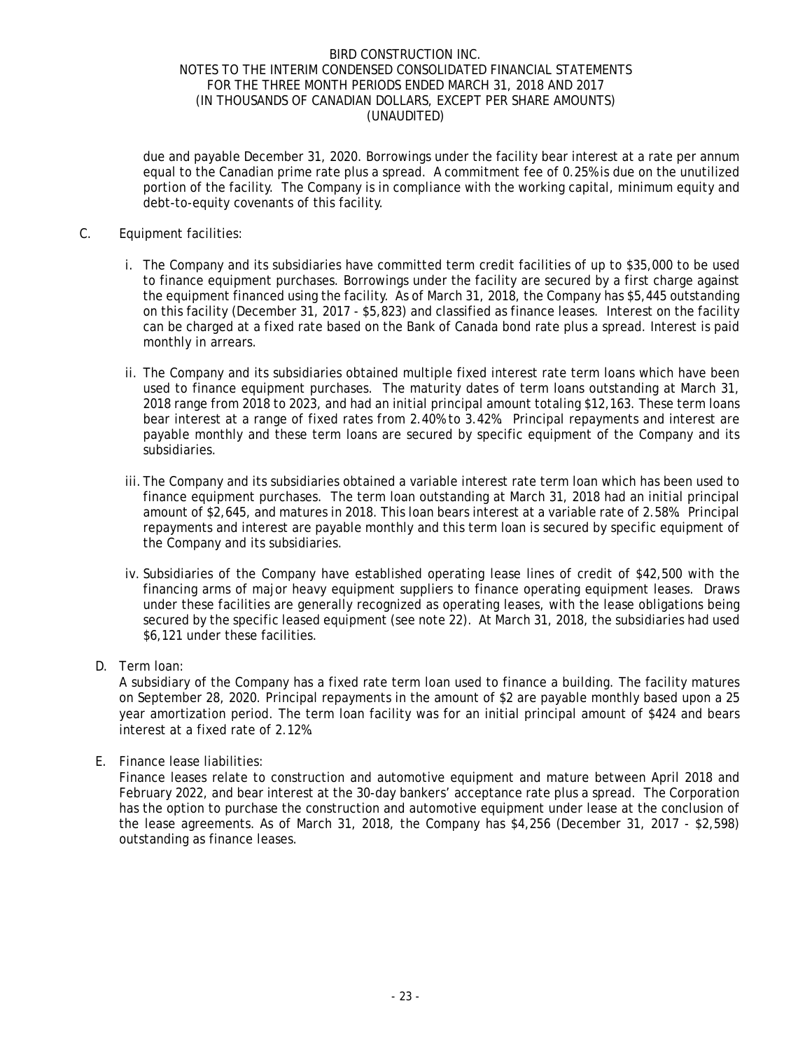due and payable December 31, 2020. Borrowings under the facility bear interest at a rate per annum equal to the Canadian prime rate plus a spread. A commitment fee of 0.25% is due on the unutilized portion of the facility. The Company is in compliance with the working capital, minimum equity and debt-to-equity covenants of this facility.

C. Equipment facilities:

i. The Company and its subsidiaries have committed term credit facilities of up to $35,000 to be used to finance equipment purchases. Borrowings under the facility are secured by a first charge against the equipment financed using the facility. As of March 31, 2018, the Company has $5,445 outstanding on this facility (December 31, 2017 - $5,823) and classified as finance leases. Interest on the facility can be charged at a fixed rate based on the Bank of Canada bond rate plus a spread. Interest is paid monthly in arrears.

ii. The Company and its subsidiaries obtained multiple fixed interest rate term loans which have been used to finance equipment purchases. The maturity dates of term loans outstanding at March 31, 2018 range from 2018 to 2023, and had an initial principal amount totaling $12,163. These term loans bear interest at a range of fixed rates from 2.40% to 3.42%. Principal repayments and interest are payable monthly and these term loans are secured by specific equipment of the Company and its subsidiaries.

iii. The Company and its subsidiaries obtained a variable interest rate term loan which has been used to finance equipment purchases. The term loan outstanding at March 31, 2018 had an initial principal amount of $2,645, and matures in 2018. This loan bears interest at a variable rate of 2.58%. Principal repayments and interest are payable monthly and this term loan is secured by specific equipment of the Company and its subsidiaries.

iv. Subsidiaries of the Company have established operating lease lines of credit of $42,500 with the financing arms of major heavy equipment suppliers to finance operating equipment leases. Draws under these facilities are generally recognized as operating leases, with the lease obligations being secured by the specific leased equipment (see note 22). At March 31, 2018, the subsidiaries had used $6,121 under these facilities.

D. Term loan:

A subsidiary of the Company has a fixed rate term loan used to finance a building. The facility matures on September 28, 2020. Principal repayments in the amount of $2 are payable monthly based upon a 25 year amortization period. The term loan facility was for an initial principal amount of $424 and bears interest at a fixed rate of 2.12%.

E. Finance lease liabilities:

Finance leases relate to construction and automotive equipment and mature between April 2018 and February 2022, and bear interest at the 30-day bankers' acceptance rate plus a spread. The Corporation has the option to purchase the construction and automotive equipment under lease at the conclusion of the lease agreements. As of March 31, 2018, the Company has $4,256 (December 31, 2017 - $2,598) outstanding as finance leases.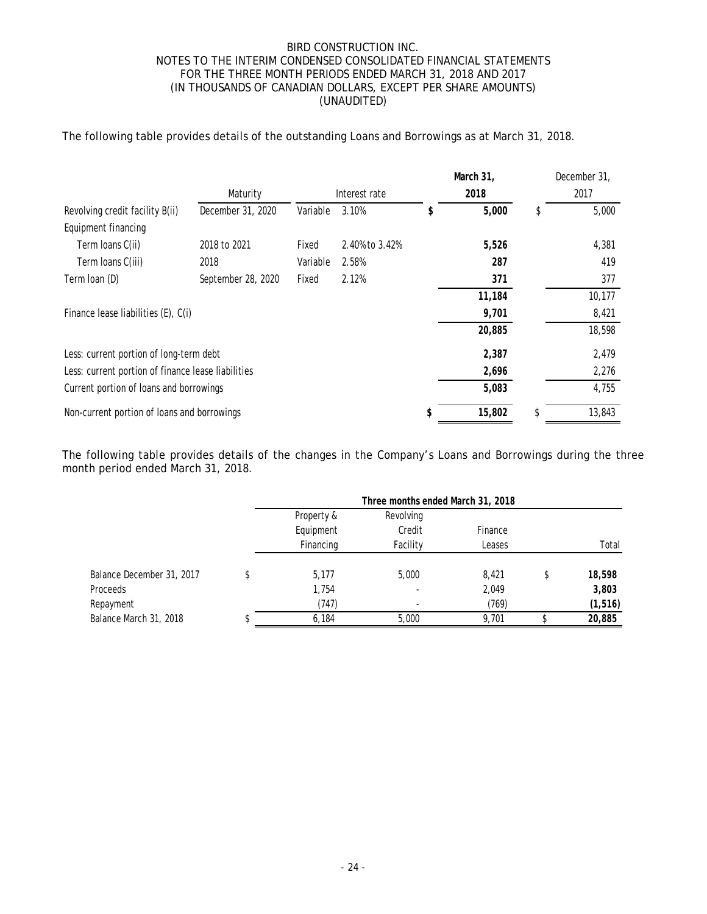The following table provides details of the outstanding Loans and Borrowings as at March 31, 2018.

| | Maturity | Interest rate | | March 31, 2018 | December 31, 2017 |
|---|---|---|---|---|---|
| Revolving credit facility B(ii) | December 31, 2020 | Variable | 3.10% | $ 5,000 | $ 5,000 |
| Equipment financing | | | | | |
| Term loans C(ii) | 2018 to 2021 | Fixed | 2.40% to 3.42% | 5,526 | 4,381 |
| Term loans C(iii) | 2018 | Variable | 2.58% | 287 | 419 |
| Term loan (D) | September 28, 2020 | Fixed | 2.12% | 371 | 377 |
| | | | | 11,184 | 10,177 |
| Finance lease liabilities (E), C(i) | | | | 9,701 | 8,421 |
| | | | | 20,885 | 18,598 |
| Less: current portion of long-term debt | | | | 2,387 | 2,479 |
| Less: current portion of finance lease liabilities | | | | 2,696 | 2,276 |
| Current portion of loans and borrowings | | | | 5,083 | 4,755 |
| Non-current portion of loans and borrowings | | | | $ 15,802 | $ 13,843 |

The following table provides details of the changes in the Company's Loans and Borrowings during the three month period ended March 31, 2018.

| | Three months ended March 31, 2018 | | | |
|---|---|---|---|---|
| | Property & Equipment Financing | Revolving Credit Facility | Finance Leases | Total |
| Balance December 31, 2017 | $ 5,177 | 5,000 | 8,421 | $ 18,598 |
| Proceeds | 1,754 | - | 2,049 | 3,803 |
| Repayment | (747) | - | (769) | (1,516) |
| Balance March 31, 2018 | $ 6,184 | 5,000 | 9,701 | $ 20,885 |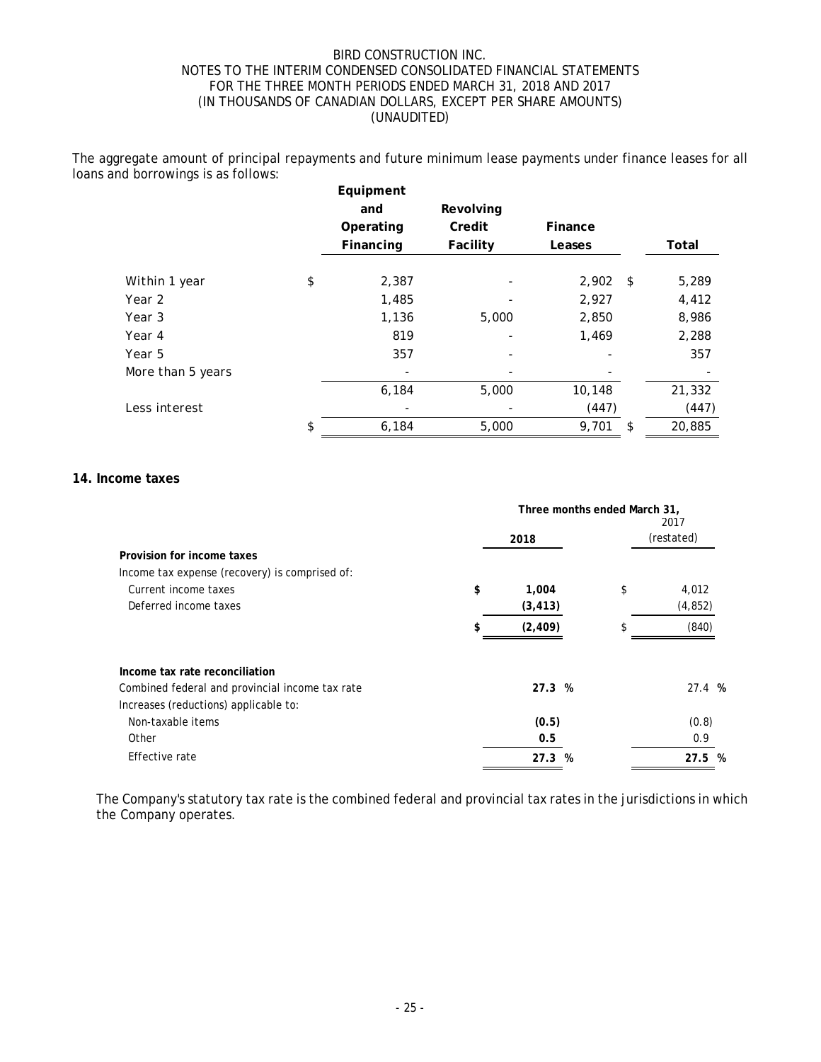The aggregate amount of principal repayments and future minimum lease payments under finance leases for all loans and borrowings is as follows:

| | Equipment and Operating Financing | Revolving Credit Facility | Finance Leases | Total |
|---|---|---|---|---|
| Within 1 year | $ 2,387 | - | 2,902 | $ 5,289 |
| Year 2 | 1,485 | - | 2,927 | 4,412 |
| Year 3 | 1,136 | 5,000 | 2,850 | 8,986 |
| Year 4 | 819 | - | 1,469 | 2,288 |
| Year 5 | 357 | - | - | 357 |
| More than 5 years | - | - | - | - |
| | 6,184 | 5,000 | 10,148 | 21,332 |
| Less interest | - | - | (447) | (447) |
| | $ 6,184 | 5,000 | 9,701 | $ 20,885 |

## 14. Income taxes

| | Three months ended March 31, 2018 | 2017 (restated) |
|---|---|---|
| **Provision for income taxes** | | |
| Income tax expense (recovery) is comprised of: | | |
| Current income taxes | **$ 1,004** | $ 4,012 |
| Deferred income taxes | **(3,413)** | (4,852) |
| | **$ (2,409)** | $ (840) |
| | | |
| **Income tax rate reconciliation** | | |
| Combined federal and provincial income tax rate | **27.3 %** | 27.4 % |
| Increases (reductions) applicable to: | | |
| Non-taxable items | **(0.5)** | (0.8) |
| Other | **0.5** | 0.9 |
| Effective rate | **27.3 %** | **27.5 %** |

The Company's statutory tax rate is the combined federal and provincial tax rates in the jurisdictions in which the Company operates.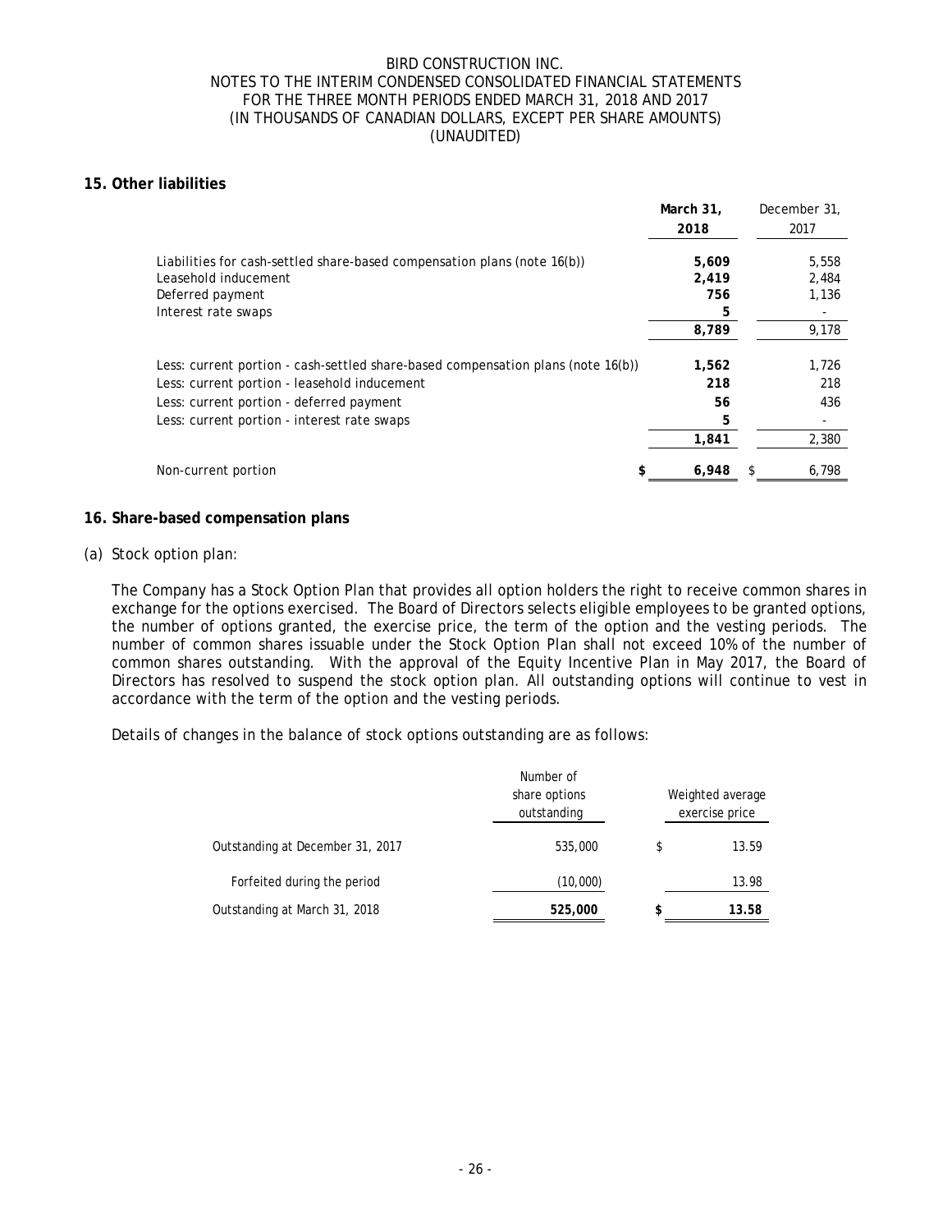## 15. Other liabilities

| | March 31, 2018 | December 31, 2017 |
|---|---|---|
| Liabilities for cash-settled share-based compensation plans (note 16(b)) | **5,609** | 5,558 |
| Leasehold inducement | **2,419** | 2,484 |
| Deferred payment | **756** | 1,136 |
| Interest rate swaps | **5** | - |
| | **8,789** | 9,178 |
| Less: current portion - cash-settled share-based compensation plans (note 16(b)) | **1,562** | 1,726 |
| Less: current portion - leasehold inducement | **218** | 218 |
| Less: current portion - deferred payment | **56** | 436 |
| Less: current portion - interest rate swaps | **5** | - |
| | **1,841** | 2,380 |
| Non-current portion | **$ 6,948** | $ 6,798 |

## 16. Share-based compensation plans

(a) Stock option plan:

The Company has a Stock Option Plan that provides all option holders the right to receive common shares in exchange for the options exercised. The Board of Directors selects eligible employees to be granted options, the number of options granted, the exercise price, the term of the option and the vesting periods. The number of common shares issuable under the Stock Option Plan shall not exceed 10% of the number of common shares outstanding. With the approval of the Equity Incentive Plan in May 2017, the Board of Directors has resolved to suspend the stock option plan. All outstanding options will continue to vest in accordance with the term of the option and the vesting periods.

Details of changes in the balance of stock options outstanding are as follows:

| | Number of share options outstanding | Weighted average exercise price |
|---|---|---|
| Outstanding at December 31, 2017 | 535,000 | $ 13.59 |
| Forfeited during the period | (10,000) | 13.98 |
| Outstanding at March 31, 2018 | **525,000** | **$ 13.58** |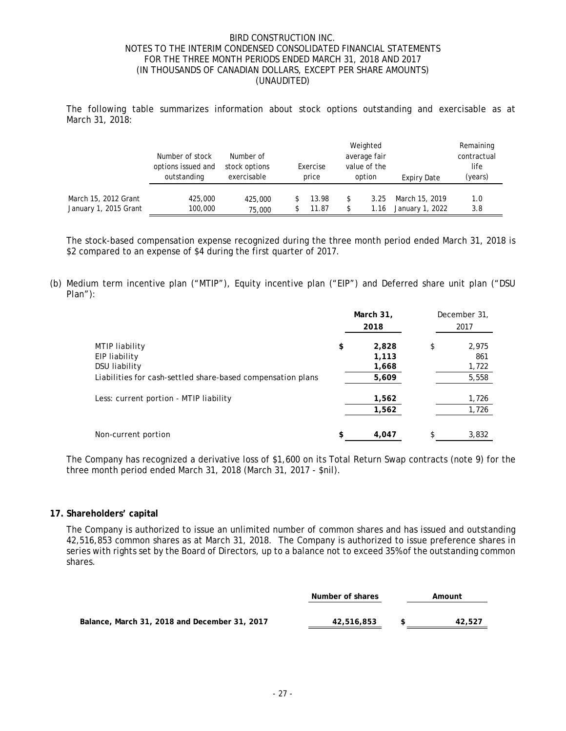The following table summarizes information about stock options outstanding and exercisable as at March 31, 2018:

| | Number of stock options issued and outstanding | Number of stock options exercisable | Exercise price | Weighted average fair value of the option | Expiry Date | Remaining contractual life (years) |
|---|---|---|---|---|---|---|
| March 15, 2012 Grant | 425,000 | 425,000 | $ 13.98 | $ 3.25 | March 15, 2019 | 1.0 |
| January 1, 2015 Grant | 100,000 | 75,000 | $ 11.87 | $ 1.16 | January 1, 2022 | 3.8 |

The stock-based compensation expense recognized during the three month period ended March 31, 2018 is $2 compared to an expense of $4 during the first quarter of 2017.

(b) Medium term incentive plan ("MTIP"), Equity incentive plan ("EIP") and Deferred share unit plan ("DSU Plan"):

| | **March 31, 2018** | December 31, 2017 |
|---|---|---|
| MTIP liability | **$ 2,828** | $ 2,975 |
| EIP liability | **1,113** | 861 |
| DSU liability | **1,668** | 1,722 |
| Liabilities for cash-settled share-based compensation plans | **5,609** | 5,558 |
| Less: current portion - MTIP liability | **1,562** | 1,726 |
| | **1,562** | 1,726 |
| Non-current portion | **$ 4,047** | $ 3,832 |

The Company has recognized a derivative loss of $1,600 on its Total Return Swap contracts (note 9) for the three month period ended March 31, 2018 (March 31, 2017 - $nil).

## 17. Shareholders' capital

The Company is authorized to issue an unlimited number of common shares and has issued and outstanding 42,516,853 common shares as at March 31, 2018. The Company is authorized to issue preference shares in series with rights set by the Board of Directors, up to a balance not to exceed 35% of the outstanding common shares.

| | **Number of shares** | **Amount** |
|---|---|---|
| **Balance, March 31, 2018 and December 31, 2017** | **42,516,853** | **$ 42,527** |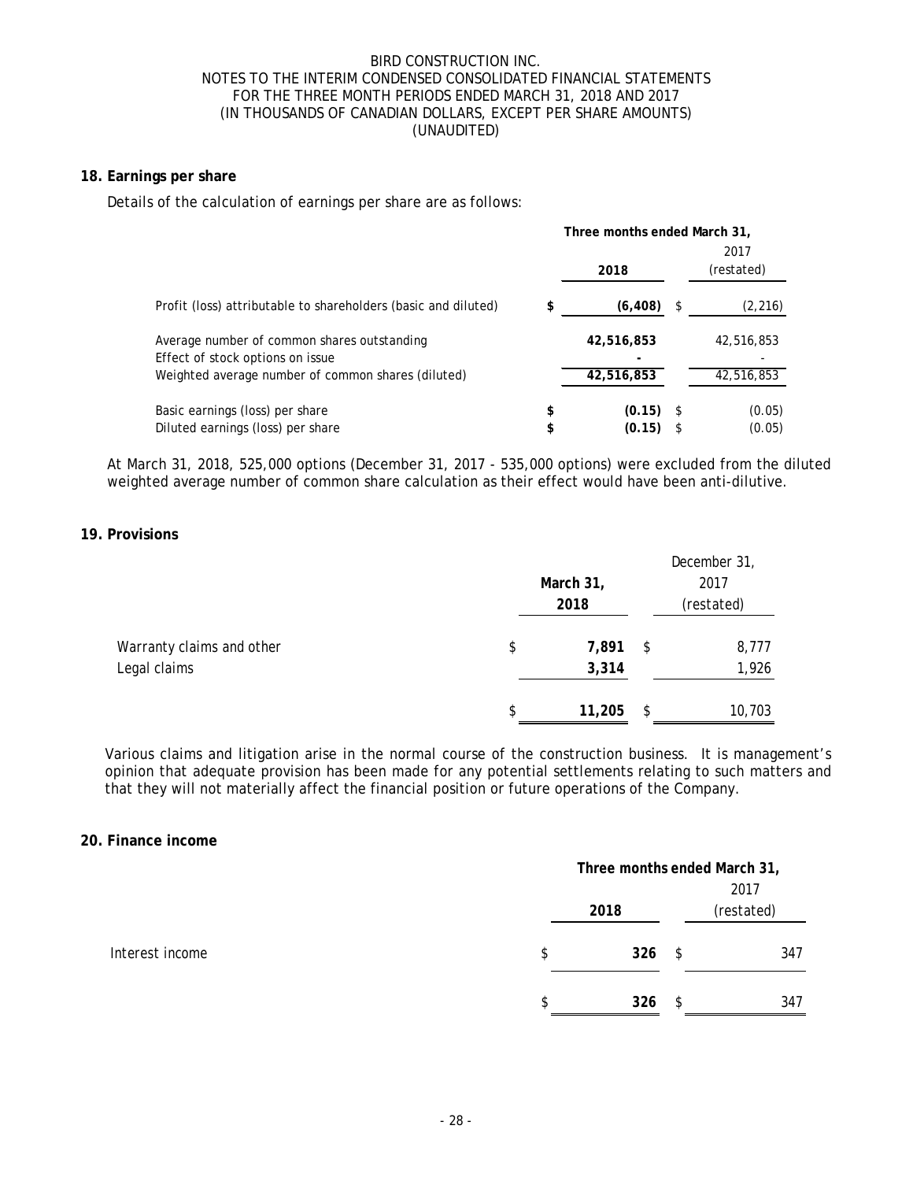BIRD CONSTRUCTION INC.
NOTES TO THE INTERIM CONDENSED CONSOLIDATED FINANCIAL STATEMENTS
FOR THE THREE MONTH PERIODS ENDED MARCH 31, 2018 AND 2017
(IN THOUSANDS OF CANADIAN DOLLARS, EXCEPT PER SHARE AMOUNTS)
(UNAUDITED)

## 18. Earnings per share

Details of the calculation of earnings per share are as follows:

| | Three months ended March 31, | |
|---|---|---|
| | **2018** | 2017 (restated) |
| Profit (loss) attributable to shareholders (basic and diluted) | **$ (6,408)** | $ (2,216) |
| Average number of common shares outstanding | **42,516,853** | 42,516,853 |
| Effect of stock options on issue | **-** | - |
| Weighted average number of common shares (diluted) | **42,516,853** | 42,516,853 |
| Basic earnings (loss) per share | **$ (0.15)** | $ (0.05) |
| Diluted earnings (loss) per share | **$ (0.15)** | $ (0.05) |

At March 31, 2018, 525,000 options (December 31, 2017 - 535,000 options) were excluded from the diluted weighted average number of common share calculation as their effect would have been anti-dilutive.

## 19. Provisions

| | **March 31, 2018** | December 31, 2017 (restated) |
|---|---|---|
| Warranty claims and other | $ **7,891** | $ 8,777 |
| Legal claims | **3,314** | 1,926 |
| | $ **11,205** | $ 10,703 |

Various claims and litigation arise in the normal course of the construction business. It is management's opinion that adequate provision has been made for any potential settlements relating to such matters and that they will not materially affect the financial position or future operations of the Company.

## 20. Finance income

| | Three months ended March 31, | |
|---|---|---|
| | **2018** | 2017 (restated) |
| Interest income | $ **326** | $ 347 |
| | $ **326** | $ 347 |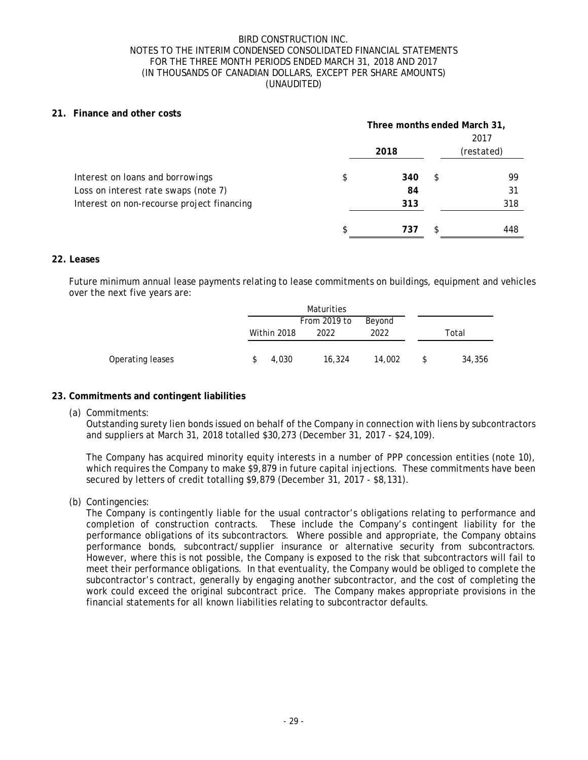BIRD CONSTRUCTION INC.
NOTES TO THE INTERIM CONDENSED CONSOLIDATED FINANCIAL STATEMENTS
FOR THE THREE MONTH PERIODS ENDED MARCH 31, 2018 AND 2017
(IN THOUSANDS OF CANADIAN DOLLARS, EXCEPT PER SHARE AMOUNTS)
(UNAUDITED)

## 21. Finance and other costs

| | Three months ended March 31, | |
|---|---|---|
| | **2018** | 2017 (restated) |
| Interest on loans and borrowings | $ **340** | $ 99 |
| Loss on interest rate swaps (note 7) | **84** | 31 |
| Interest on non-recourse project financing | **313** | 318 |
| | $ **737** | $ 448 |

## 22. Leases

Future minimum annual lease payments relating to lease commitments on buildings, equipment and vehicles over the next five years are:

| | Maturities | | | |
|---|---|---|---|---|
| | Within 2018 | From 2019 to 2022 | Beyond 2022 | Total |
| Operating leases | $ 4,030 | 16,324 | 14,002 | $ 34,356 |

## 23. Commitments and contingent liabilities

(a) Commitments:

Outstanding surety lien bonds issued on behalf of the Company in connection with liens by subcontractors and suppliers at March 31, 2018 totalled $30,273 (December 31, 2017 - $24,109).

The Company has acquired minority equity interests in a number of PPP concession entities (note 10), which requires the Company to make $9,879 in future capital injections. These commitments have been secured by letters of credit totalling $9,879 (December 31, 2017 - $8,131).

(b) Contingencies:

The Company is contingently liable for the usual contractor's obligations relating to performance and completion of construction contracts. These include the Company's contingent liability for the performance obligations of its subcontractors. Where possible and appropriate, the Company obtains performance bonds, subcontract/supplier insurance or alternative security from subcontractors. However, where this is not possible, the Company is exposed to the risk that subcontractors will fail to meet their performance obligations. In that eventuality, the Company would be obliged to complete the subcontractor's contract, generally by engaging another subcontractor, and the cost of completing the work could exceed the original subcontract price. The Company makes appropriate provisions in the financial statements for all known liabilities relating to subcontractor defaults.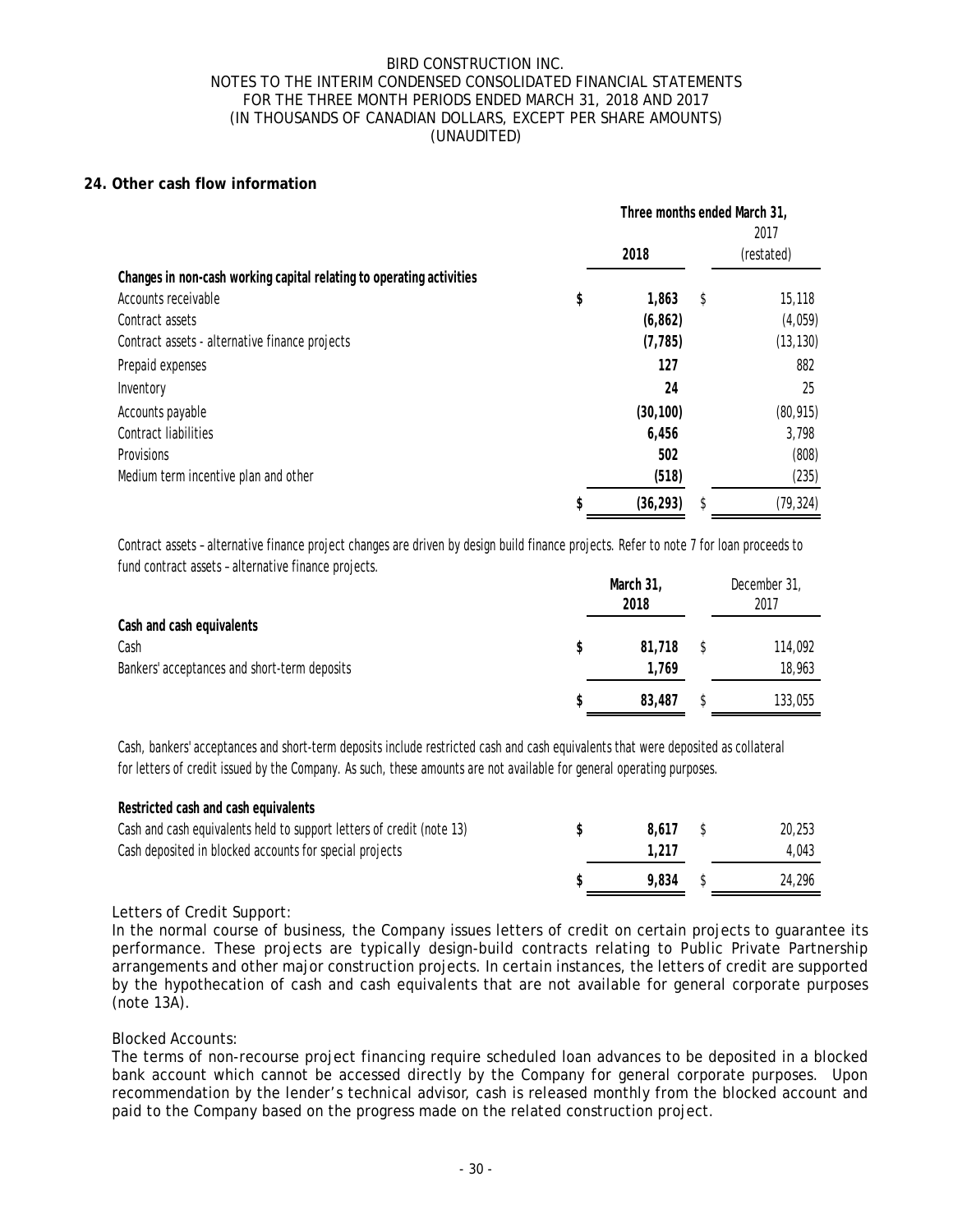BIRD CONSTRUCTION INC.
NOTES TO THE INTERIM CONDENSED CONSOLIDATED FINANCIAL STATEMENTS
FOR THE THREE MONTH PERIODS ENDED MARCH 31, 2018 AND 2017
(IN THOUSANDS OF CANADIAN DOLLARS, EXCEPT PER SHARE AMOUNTS)
(UNAUDITED)

## 24. Other cash flow information

| | Three months ended March 31, 2018 | Three months ended March 31, 2017 (restated) |
|---|---|---|
| **Changes in non-cash working capital relating to operating activities** | | |
| Accounts receivable | $ 1,863 | $ 15,118 |
| Contract assets | (6,862) | (4,059) |
| Contract assets - alternative finance projects | (7,785) | (13,130) |
| Prepaid expenses | 127 | 882 |
| Inventory | 24 | 25 |
| Accounts payable | (30,100) | (80,915) |
| Contract liabilities | 6,456 | 3,798 |
| Provisions | 502 | (808) |
| Medium term incentive plan and other | (518) | (235) |
| | $ (36,293) | $ (79,324) |

Contract assets – alternative finance project changes are driven by design build finance projects. Refer to note 7 for loan proceeds to fund contract assets – alternative finance projects.

| | March 31, 2018 | December 31, 2017 |
|---|---|---|
| **Cash and cash equivalents** | | |
| Cash | $ 81,718 | $ 114,092 |
| Bankers' acceptances and short-term deposits | 1,769 | 18,963 |
| | $ 83,487 | $ 133,055 |

Cash, bankers' acceptances and short-term deposits include restricted cash and cash equivalents that were deposited as collateral for letters of credit issued by the Company. As such, these amounts are not available for general operating purposes.

| | March 31, 2018 | December 31, 2017 |
|---|---|---|
| **Restricted cash and cash equivalents** | | |
| Cash and cash equivalents held to support letters of credit (note 13) | $ 8,617 | $ 20,253 |
| Cash deposited in blocked accounts for special projects | 1,217 | 4,043 |
| | $ 9,834 | $ 24,296 |

Letters of Credit Support:
In the normal course of business, the Company issues letters of credit on certain projects to guarantee its performance. These projects are typically design-build contracts relating to Public Private Partnership arrangements and other major construction projects. In certain instances, the letters of credit are supported by the hypothecation of cash and cash equivalents that are not available for general corporate purposes (note 13A).

Blocked Accounts:
The terms of non-recourse project financing require scheduled loan advances to be deposited in a blocked bank account which cannot be accessed directly by the Company for general corporate purposes. Upon recommendation by the lender's technical advisor, cash is released monthly from the blocked account and paid to the Company based on the progress made on the related construction project.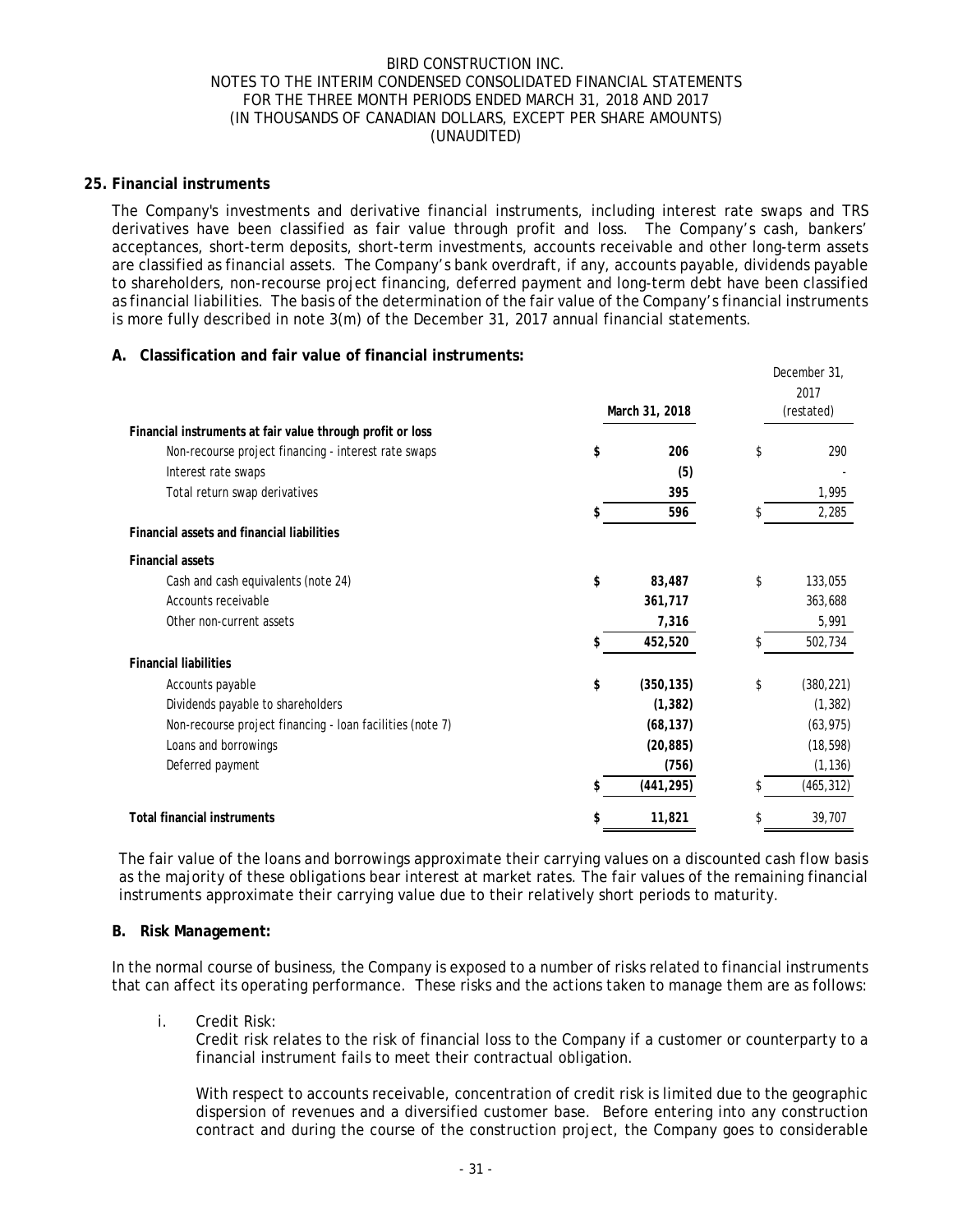## 25. Financial instruments

The Company's investments and derivative financial instruments, including interest rate swaps and TRS derivatives have been classified as fair value through profit and loss. The Company's cash, bankers' acceptances, short-term deposits, short-term investments, accounts receivable and other long-term assets are classified as financial assets. The Company's bank overdraft, if any, accounts payable, dividends payable to shareholders, non-recourse project financing, deferred payment and long-term debt have been classified as financial liabilities. The basis of the determination of the fair value of the Company's financial instruments is more fully described in note 3(m) of the December 31, 2017 annual financial statements.

### A. Classification and fair value of financial instruments:

| | March 31, 2018 | December 31, 2017 (restated) |
|---|---|---|
| **Financial instruments at fair value through profit or loss** | | |
| Non-recourse project financing - interest rate swaps | **$ 206** | $ 290 |
| Interest rate swaps | **(5)** | - |
| Total return swap derivatives | **395** | 1,995 |
| | **$ 596** | $ 2,285 |
| **Financial assets and financial liabilities** | | |
| **Financial assets** | | |
| Cash and cash equivalents (note 24) | **$ 83,487** | $ 133,055 |
| Accounts receivable | **361,717** | 363,688 |
| Other non-current assets | **7,316** | 5,991 |
| | **$ 452,520** | $ 502,734 |
| **Financial liabilities** | | |
| Accounts payable | **$ (350,135)** | $ (380,221) |
| Dividends payable to shareholders | **(1,382)** | (1,382) |
| Non-recourse project financing - loan facilities (note 7) | **(68,137)** | (63,975) |
| Loans and borrowings | **(20,885)** | (18,598) |
| Deferred payment | **(756)** | (1,136) |
| | **$ (441,295)** | $ (465,312) |
| **Total financial instruments** | **$ 11,821** | $ 39,707 |

The fair value of the loans and borrowings approximate their carrying values on a discounted cash flow basis as the majority of these obligations bear interest at market rates. The fair values of the remaining financial instruments approximate their carrying value due to their relatively short periods to maturity.

### B. Risk Management:

In the normal course of business, the Company is exposed to a number of risks related to financial instruments that can affect its operating performance. These risks and the actions taken to manage them are as follows:

i. Credit Risk:
Credit risk relates to the risk of financial loss to the Company if a customer or counterparty to a financial instrument fails to meet their contractual obligation.

With respect to accounts receivable, concentration of credit risk is limited due to the geographic dispersion of revenues and a diversified customer base. Before entering into any construction contract and during the course of the construction project, the Company goes to considerable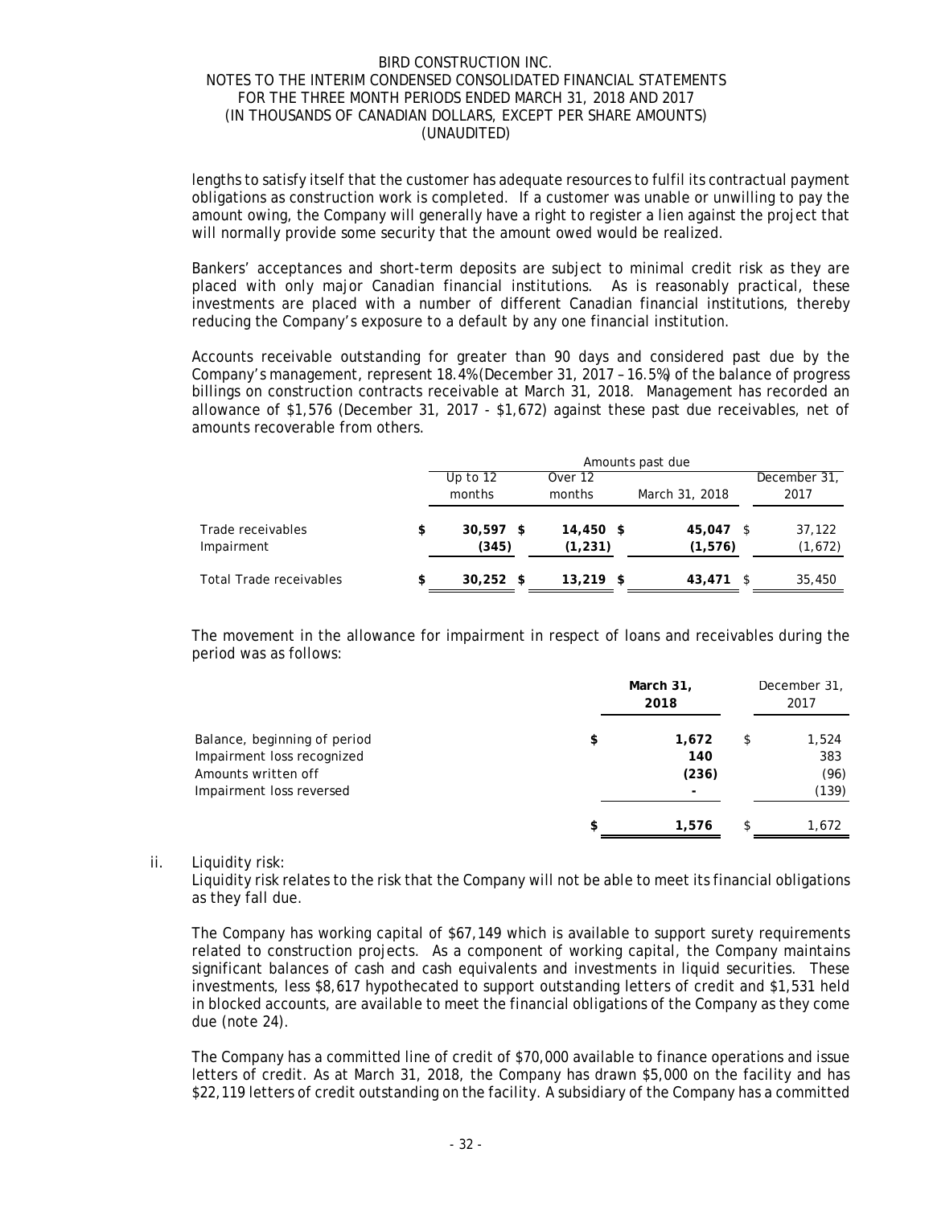lengths to satisfy itself that the customer has adequate resources to fulfil its contractual payment obligations as construction work is completed. If a customer was unable or unwilling to pay the amount owing, the Company will generally have a right to register a lien against the project that will normally provide some security that the amount owed would be realized.

Bankers' acceptances and short-term deposits are subject to minimal credit risk as they are placed with only major Canadian financial institutions. As is reasonably practical, these investments are placed with a number of different Canadian financial institutions, thereby reducing the Company's exposure to a default by any one financial institution.

Accounts receivable outstanding for greater than 90 days and considered past due by the Company's management, represent 18.4% (December 31, 2017 – 16.5%) of the balance of progress billings on construction contracts receivable at March 31, 2018. Management has recorded an allowance of $1,576 (December 31, 2017 - $1,672) against these past due receivables, net of amounts recoverable from others.

| | Amounts past due | | | |
|---|---|---|---|---|
| | Up to 12 months | Over 12 months | March 31, 2018 | December 31, 2017 |
| Trade receivables | $ **30,597** | $ **14,450** | $ **45,047** | $ 37,122 |
| Impairment | **(345)** | **(1,231)** | **(1,576)** | (1,672) |
| Total Trade receivables | $ **30,252** | $ **13,219** | $ **43,471** | $ 35,450 |

The movement in the allowance for impairment in respect of loans and receivables during the period was as follows:

| | March 31, 2018 | December 31, 2017 |
|---|---|---|
| Balance, beginning of period | $ **1,672** | $ 1,524 |
| Impairment loss recognized | **140** | 383 |
| Amounts written off | **(236)** | (96) |
| Impairment loss reversed | **-** | (139) |
| | $ **1,576** | $ 1,672 |

ii. Liquidity risk:

Liquidity risk relates to the risk that the Company will not be able to meet its financial obligations as they fall due.

The Company has working capital of $67,149 which is available to support surety requirements related to construction projects. As a component of working capital, the Company maintains significant balances of cash and cash equivalents and investments in liquid securities. These investments, less $8,617 hypothecated to support outstanding letters of credit and $1,531 held in blocked accounts, are available to meet the financial obligations of the Company as they come due (note 24).

The Company has a committed line of credit of $70,000 available to finance operations and issue letters of credit. As at March 31, 2018, the Company has drawn $5,000 on the facility and has $22,119 letters of credit outstanding on the facility. A subsidiary of the Company has a committed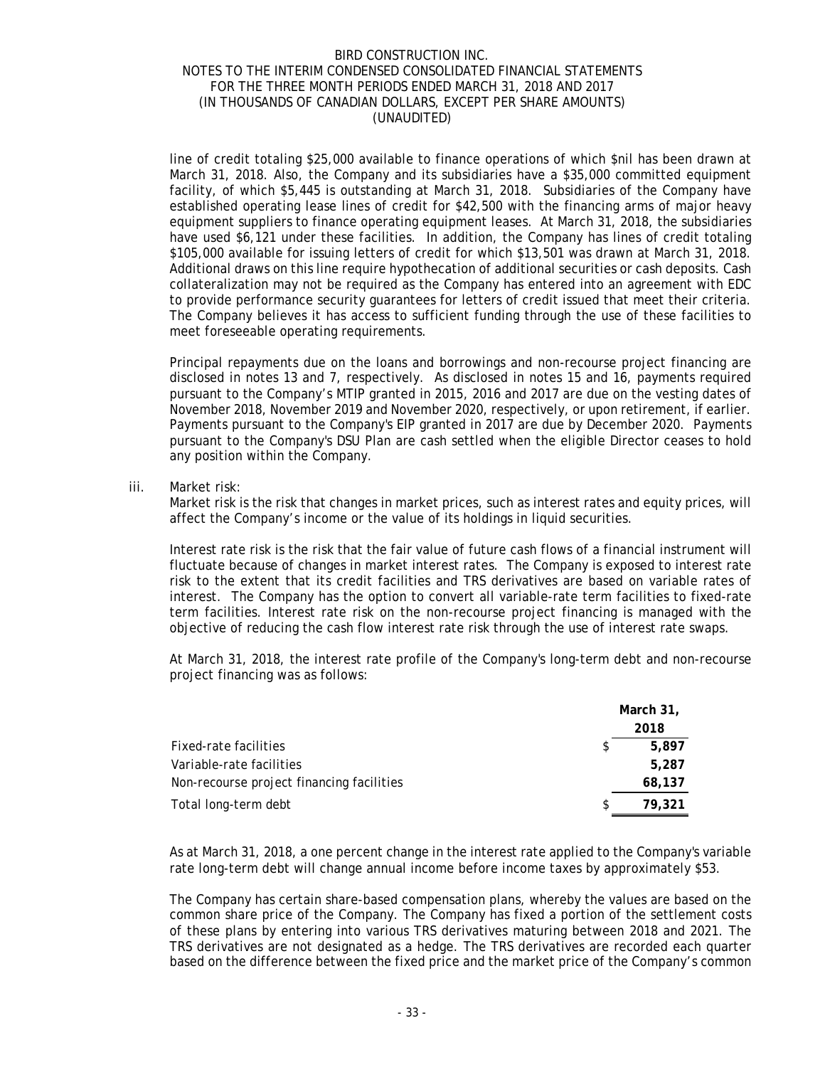line of credit totaling $25,000 available to finance operations of which $nil has been drawn at March 31, 2018. Also, the Company and its subsidiaries have a $35,000 committed equipment facility, of which $5,445 is outstanding at March 31, 2018. Subsidiaries of the Company have established operating lease lines of credit for $42,500 with the financing arms of major heavy equipment suppliers to finance operating equipment leases. At March 31, 2018, the subsidiaries have used $6,121 under these facilities. In addition, the Company has lines of credit totaling $105,000 available for issuing letters of credit for which $13,501 was drawn at March 31, 2018. Additional draws on this line require hypothecation of additional securities or cash deposits. Cash collateralization may not be required as the Company has entered into an agreement with EDC to provide performance security guarantees for letters of credit issued that meet their criteria. The Company believes it has access to sufficient funding through the use of these facilities to meet foreseeable operating requirements.

Principal repayments due on the loans and borrowings and non-recourse project financing are disclosed in notes 13 and 7, respectively. As disclosed in notes 15 and 16, payments required pursuant to the Company's MTIP granted in 2015, 2016 and 2017 are due on the vesting dates of November 2018, November 2019 and November 2020, respectively, or upon retirement, if earlier. Payments pursuant to the Company's EIP granted in 2017 are due by December 2020. Payments pursuant to the Company's DSU Plan are cash settled when the eligible Director ceases to hold any position within the Company.

iii. Market risk:

Market risk is the risk that changes in market prices, such as interest rates and equity prices, will affect the Company's income or the value of its holdings in liquid securities.

Interest rate risk is the risk that the fair value of future cash flows of a financial instrument will fluctuate because of changes in market interest rates. The Company is exposed to interest rate risk to the extent that its credit facilities and TRS derivatives are based on variable rates of interest. The Company has the option to convert all variable-rate term facilities to fixed-rate term facilities. Interest rate risk on the non-recourse project financing is managed with the objective of reducing the cash flow interest rate risk through the use of interest rate swaps.

At March 31, 2018, the interest rate profile of the Company's long-term debt and non-recourse project financing was as follows:

| | March 31, 2018 |
|---|---|
| Fixed-rate facilities | $ 5,897 |
| Variable-rate facilities | 5,287 |
| Non-recourse project financing facilities | 68,137 |
| Total long-term debt | $ 79,321 |

As at March 31, 2018, a one percent change in the interest rate applied to the Company's variable rate long-term debt will change annual income before income taxes by approximately $53.

The Company has certain share-based compensation plans, whereby the values are based on the common share price of the Company. The Company has fixed a portion of the settlement costs of these plans by entering into various TRS derivatives maturing between 2018 and 2021. The TRS derivatives are not designated as a hedge. The TRS derivatives are recorded each quarter based on the difference between the fixed price and the market price of the Company's common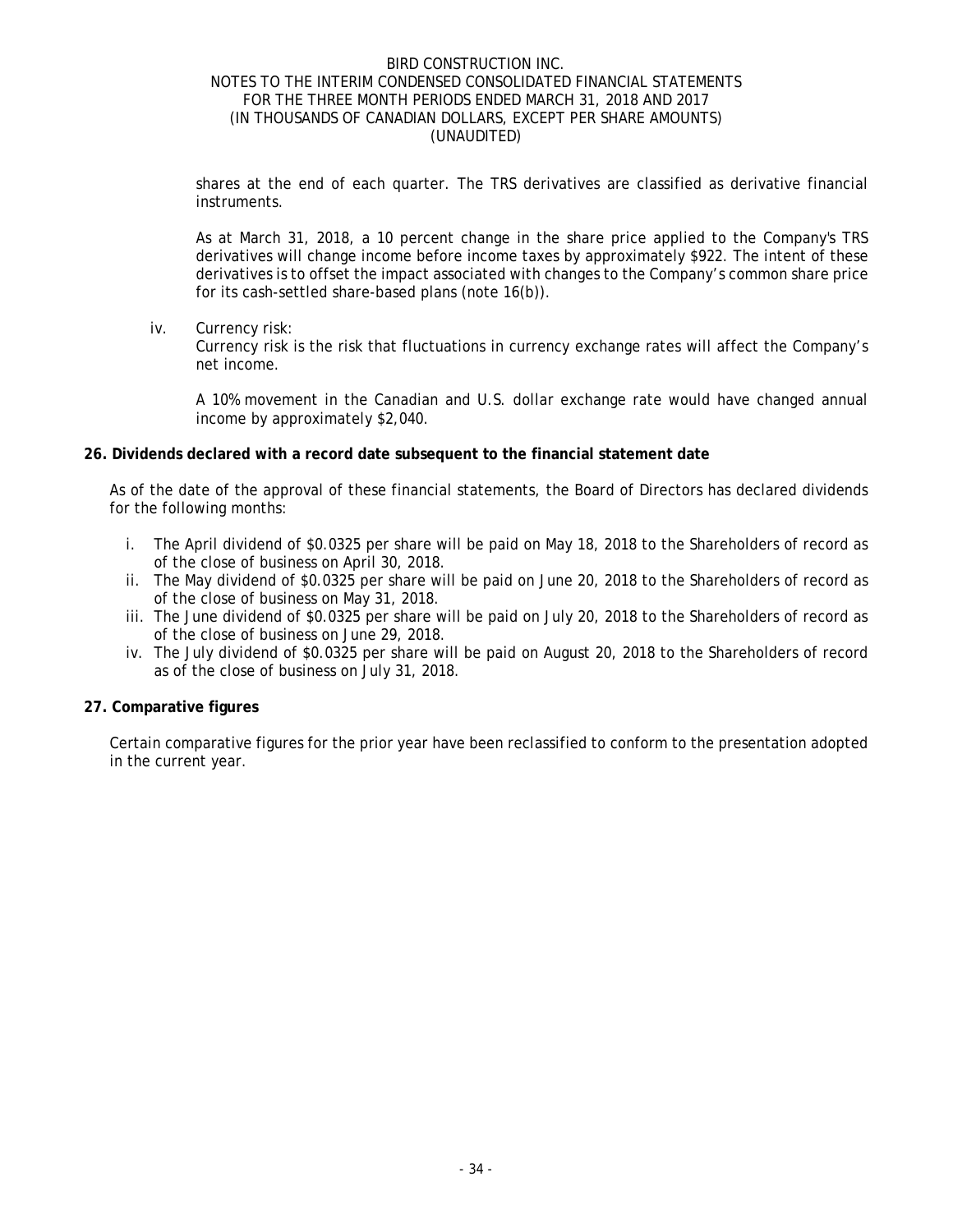shares at the end of each quarter. The TRS derivatives are classified as derivative financial instruments.

As at March 31, 2018, a 10 percent change in the share price applied to the Company's TRS derivatives will change income before income taxes by approximately $922. The intent of these derivatives is to offset the impact associated with changes to the Company's common share price for its cash-settled share-based plans (note 16(b)).

iv. Currency risk:
Currency risk is the risk that fluctuations in currency exchange rates will affect the Company's net income.

A 10% movement in the Canadian and U.S. dollar exchange rate would have changed annual income by approximately $2,040.

**26. Dividends declared with a record date subsequent to the financial statement date**

As of the date of the approval of these financial statements, the Board of Directors has declared dividends for the following months:

i. The April dividend of $0.0325 per share will be paid on May 18, 2018 to the Shareholders of record as of the close of business on April 30, 2018.
ii. The May dividend of $0.0325 per share will be paid on June 20, 2018 to the Shareholders of record as of the close of business on May 31, 2018.
iii. The June dividend of $0.0325 per share will be paid on July 20, 2018 to the Shareholders of record as of the close of business on June 29, 2018.
iv. The July dividend of $0.0325 per share will be paid on August 20, 2018 to the Shareholders of record as of the close of business on July 31, 2018.

**27. Comparative figures**

Certain comparative figures for the prior year have been reclassified to conform to the presentation adopted in the current year.